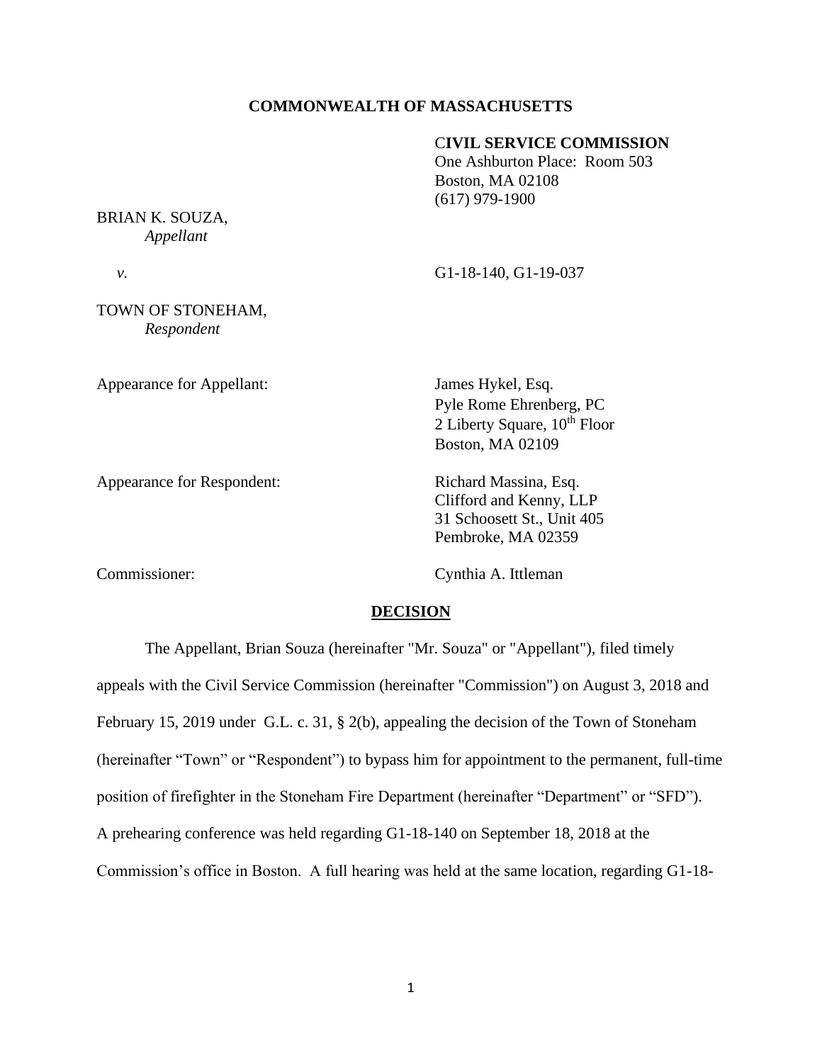**COMMONWEALTH OF MASSACHUSETTS**

**CIVIL SERVICE COMMISSION**
One Ashburton Place: Room 503
Boston, MA 02108
(617) 979-1900

BRIAN K. SOUZA,
*Appellant*

*v.* G1-18-140, G1-19-037

TOWN OF STONEHAM,
*Respondent*

Appearance for Appellant: James Hykel, Esq.
Pyle Rome Ehrenberg, PC
2 Liberty Square, 10th Floor
Boston, MA 02109

Appearance for Respondent: Richard Massina, Esq.
Clifford and Kenny, LLP
31 Schoosett St., Unit 405
Pembroke, MA 02359

Commissioner: Cynthia A. Ittleman

**DECISION**

The Appellant, Brian Souza (hereinafter "Mr. Souza" or "Appellant"), filed timely appeals with the Civil Service Commission (hereinafter "Commission") on August 3, 2018 and February 15, 2019 under G.L. c. 31, § 2(b), appealing the decision of the Town of Stoneham (hereinafter "Town" or "Respondent") to bypass him for appointment to the permanent, full-time position of firefighter in the Stoneham Fire Department (hereinafter "Department" or "SFD"). A prehearing conference was held regarding G1-18-140 on September 18, 2018 at the Commission's office in Boston. A full hearing was held at the same location, regarding G1-18-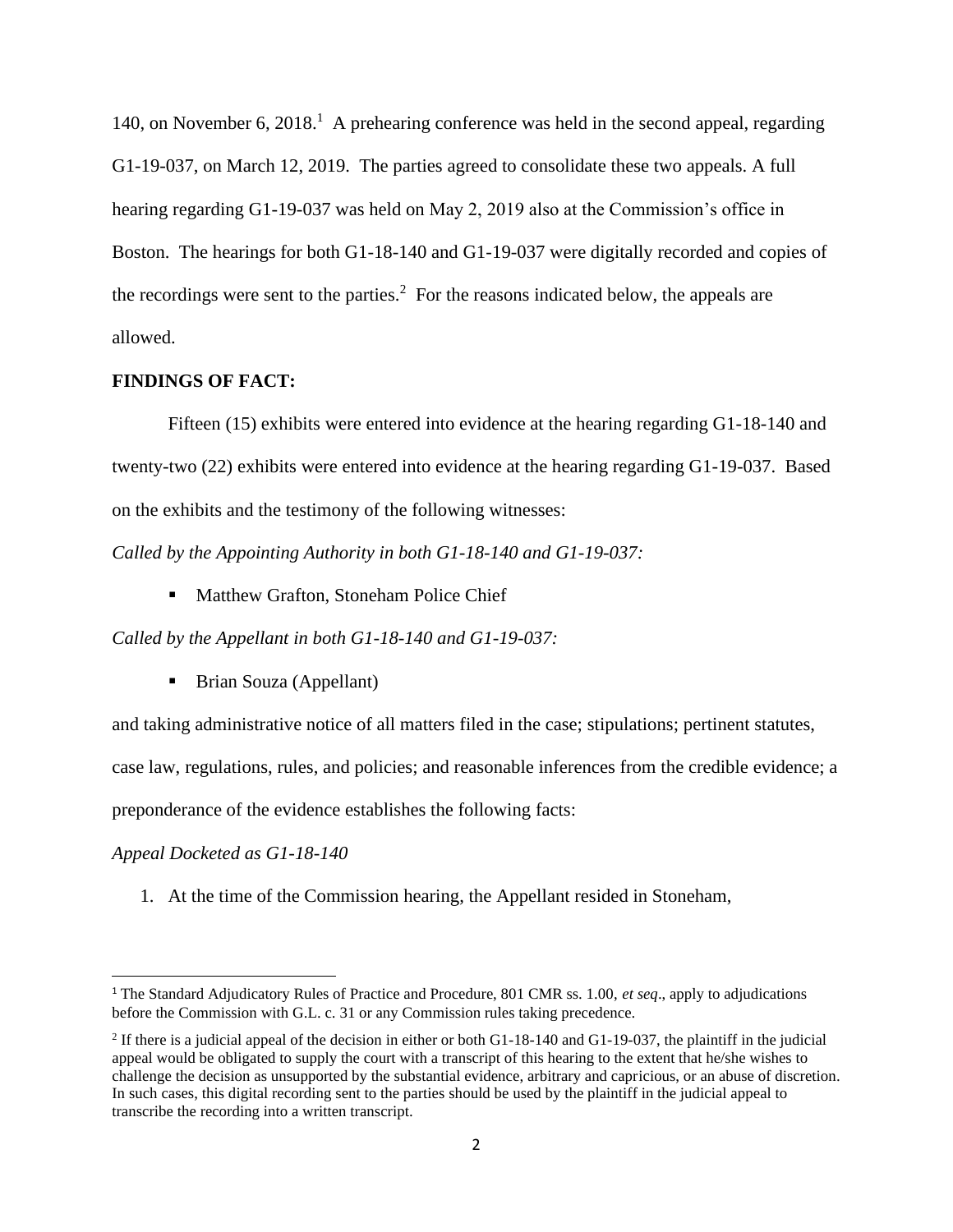140, on November 6, 2018.[1] A prehearing conference was held in the second appeal, regarding G1-19-037, on March 12, 2019. The parties agreed to consolidate these two appeals. A full hearing regarding G1-19-037 was held on May 2, 2019 also at the Commission's office in Boston. The hearings for both G1-18-140 and G1-19-037 were digitally recorded and copies of the recordings were sent to the parties.[2] For the reasons indicated below, the appeals are allowed.

**FINDINGS OF FACT:**

Fifteen (15) exhibits were entered into evidence at the hearing regarding G1-18-140 and twenty-two (22) exhibits were entered into evidence at the hearing regarding G1-19-037. Based on the exhibits and the testimony of the following witnesses:

*Called by the Appointing Authority in both G1-18-140 and G1-19-037:*

- Matthew Grafton, Stoneham Police Chief

*Called by the Appellant in both G1-18-140 and G1-19-037:*

- Brian Souza (Appellant)

and taking administrative notice of all matters filed in the case; stipulations; pertinent statutes, case law, regulations, rules, and policies; and reasonable inferences from the credible evidence; a preponderance of the evidence establishes the following facts:

*Appeal Docketed as G1-18-140*

1. At the time of the Commission hearing, the Appellant resided in Stoneham,

---

[1] The Standard Adjudicatory Rules of Practice and Procedure, 801 CMR ss. 1.00, *et seq*., apply to adjudications before the Commission with G.L. c. 31 or any Commission rules taking precedence.

[2] If there is a judicial appeal of the decision in either or both G1-18-140 and G1-19-037, the plaintiff in the judicial appeal would be obligated to supply the court with a transcript of this hearing to the extent that he/she wishes to challenge the decision as unsupported by the substantial evidence, arbitrary and capricious, or an abuse of discretion. In such cases, this digital recording sent to the parties should be used by the plaintiff in the judicial appeal to transcribe the recording into a written transcript.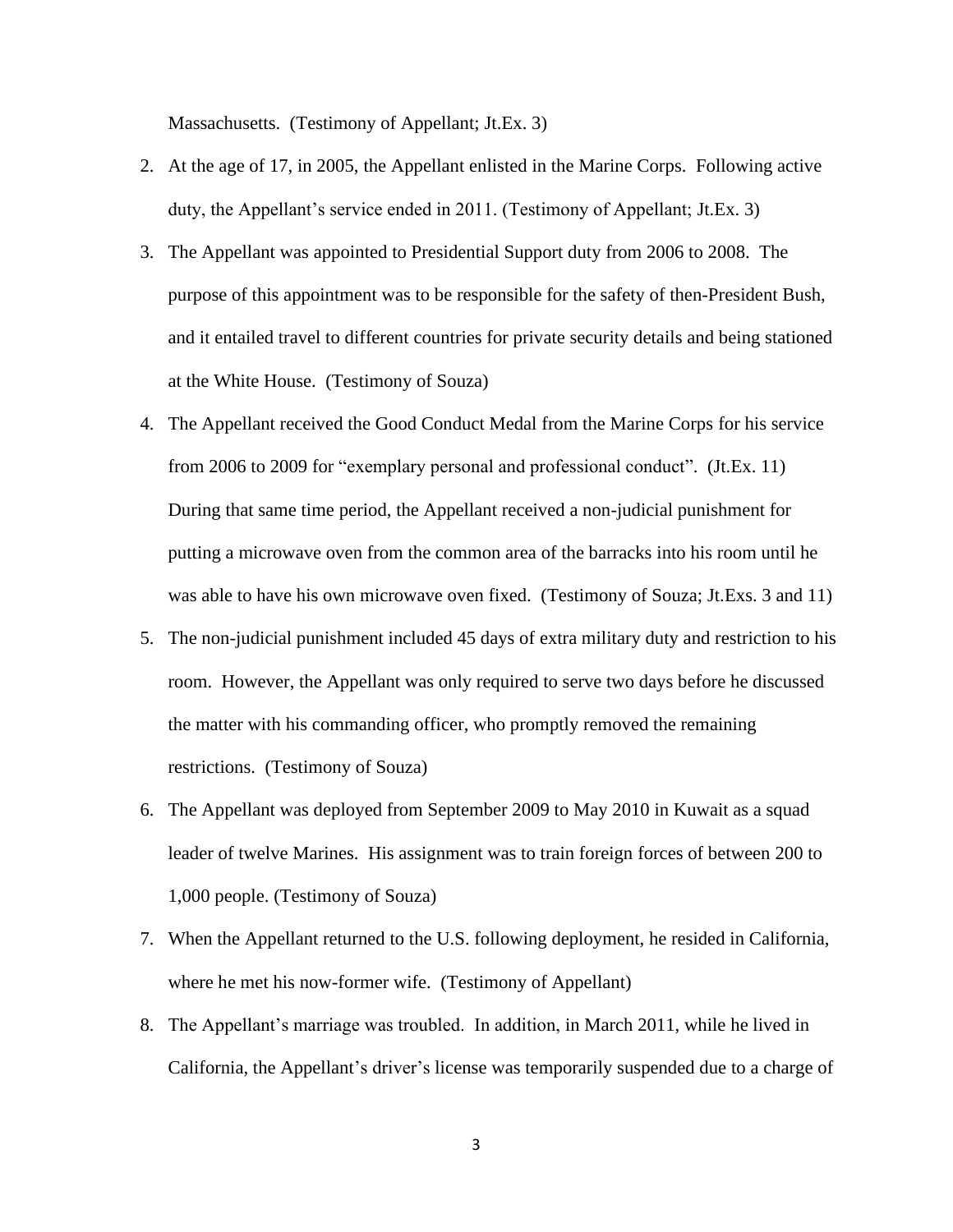Massachusetts. (Testimony of Appellant; Jt.Ex. 3)

2. At the age of 17, in 2005, the Appellant enlisted in the Marine Corps. Following active duty, the Appellant's service ended in 2011. (Testimony of Appellant; Jt.Ex. 3)
3. The Appellant was appointed to Presidential Support duty from 2006 to 2008. The purpose of this appointment was to be responsible for the safety of then-President Bush, and it entailed travel to different countries for private security details and being stationed at the White House. (Testimony of Souza)
4. The Appellant received the Good Conduct Medal from the Marine Corps for his service from 2006 to 2009 for "exemplary personal and professional conduct". (Jt.Ex. 11) During that same time period, the Appellant received a non-judicial punishment for putting a microwave oven from the common area of the barracks into his room until he was able to have his own microwave oven fixed. (Testimony of Souza; Jt.Exs. 3 and 11)
5. The non-judicial punishment included 45 days of extra military duty and restriction to his room. However, the Appellant was only required to serve two days before he discussed the matter with his commanding officer, who promptly removed the remaining restrictions. (Testimony of Souza)
6. The Appellant was deployed from September 2009 to May 2010 in Kuwait as a squad leader of twelve Marines. His assignment was to train foreign forces of between 200 to 1,000 people. (Testimony of Souza)
7. When the Appellant returned to the U.S. following deployment, he resided in California, where he met his now-former wife. (Testimony of Appellant)
8. The Appellant's marriage was troubled. In addition, in March 2011, while he lived in California, the Appellant's driver's license was temporarily suspended due to a charge of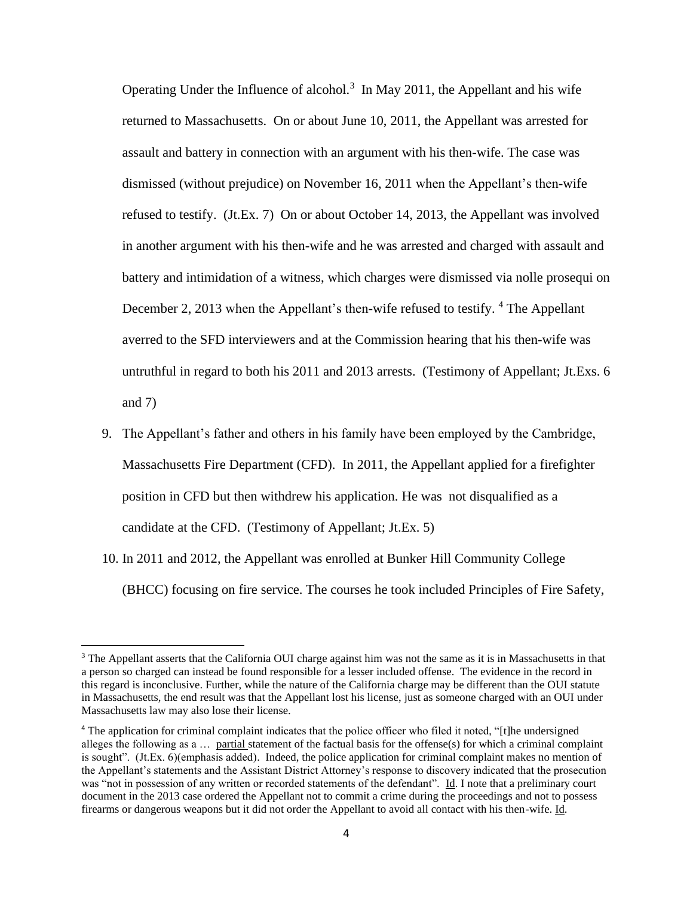Operating Under the Influence of alcohol.[3] In May 2011, the Appellant and his wife returned to Massachusetts. On or about June 10, 2011, the Appellant was arrested for assault and battery in connection with an argument with his then-wife. The case was dismissed (without prejudice) on November 16, 2011 when the Appellant's then-wife refused to testify. (Jt.Ex. 7) On or about October 14, 2013, the Appellant was involved in another argument with his then-wife and he was arrested and charged with assault and battery and intimidation of a witness, which charges were dismissed via nolle prosequi on December 2, 2013 when the Appellant's then-wife refused to testify. [4] The Appellant averred to the SFD interviewers and at the Commission hearing that his then-wife was untruthful in regard to both his 2011 and 2013 arrests. (Testimony of Appellant; Jt.Exs. 6 and 7)

9. The Appellant's father and others in his family have been employed by the Cambridge, Massachusetts Fire Department (CFD). In 2011, the Appellant applied for a firefighter position in CFD but then withdrew his application. He was not disqualified as a candidate at the CFD. (Testimony of Appellant; Jt.Ex. 5)

10. In 2011 and 2012, the Appellant was enrolled at Bunker Hill Community College (BHCC) focusing on fire service. The courses he took included Principles of Fire Safety,

---

[3] The Appellant asserts that the California OUI charge against him was not the same as it is in Massachusetts in that a person so charged can instead be found responsible for a lesser included offense. The evidence in the record in this regard is inconclusive. Further, while the nature of the California charge may be different than the OUI statute in Massachusetts, the end result was that the Appellant lost his license, just as someone charged with an OUI under Massachusetts law may also lose their license.

[4] The application for criminal complaint indicates that the police officer who filed it noted, "[t]he undersigned alleges the following as a … partial statement of the factual basis for the offense(s) for which a criminal complaint is sought". (Jt.Ex. 6)(emphasis added). Indeed, the police application for criminal complaint makes no mention of the Appellant's statements and the Assistant District Attorney's response to discovery indicated that the prosecution was "not in possession of any written or recorded statements of the defendant". Id. I note that a preliminary court document in the 2013 case ordered the Appellant not to commit a crime during the proceedings and not to possess firearms or dangerous weapons but it did not order the Appellant to avoid all contact with his then-wife. Id.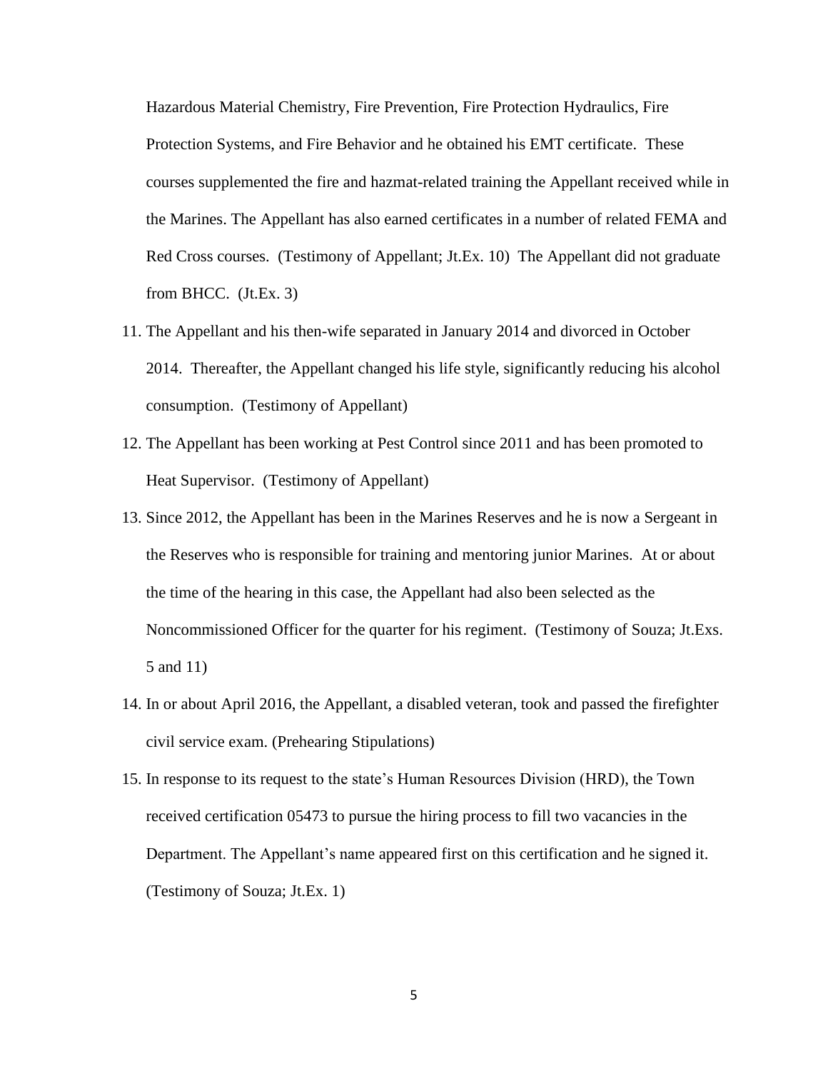Hazardous Material Chemistry, Fire Prevention, Fire Protection Hydraulics, Fire Protection Systems, and Fire Behavior and he obtained his EMT certificate. These courses supplemented the fire and hazmat-related training the Appellant received while in the Marines. The Appellant has also earned certificates in a number of related FEMA and Red Cross courses. (Testimony of Appellant; Jt.Ex. 10) The Appellant did not graduate from BHCC. (Jt.Ex. 3)

11. The Appellant and his then-wife separated in January 2014 and divorced in October 2014. Thereafter, the Appellant changed his life style, significantly reducing his alcohol consumption. (Testimony of Appellant)
12. The Appellant has been working at Pest Control since 2011 and has been promoted to Heat Supervisor. (Testimony of Appellant)
13. Since 2012, the Appellant has been in the Marines Reserves and he is now a Sergeant in the Reserves who is responsible for training and mentoring junior Marines. At or about the time of the hearing in this case, the Appellant had also been selected as the Noncommissioned Officer for the quarter for his regiment. (Testimony of Souza; Jt.Exs. 5 and 11)
14. In or about April 2016, the Appellant, a disabled veteran, took and passed the firefighter civil service exam. (Prehearing Stipulations)
15. In response to its request to the state's Human Resources Division (HRD), the Town received certification 05473 to pursue the hiring process to fill two vacancies in the Department. The Appellant's name appeared first on this certification and he signed it. (Testimony of Souza; Jt.Ex. 1)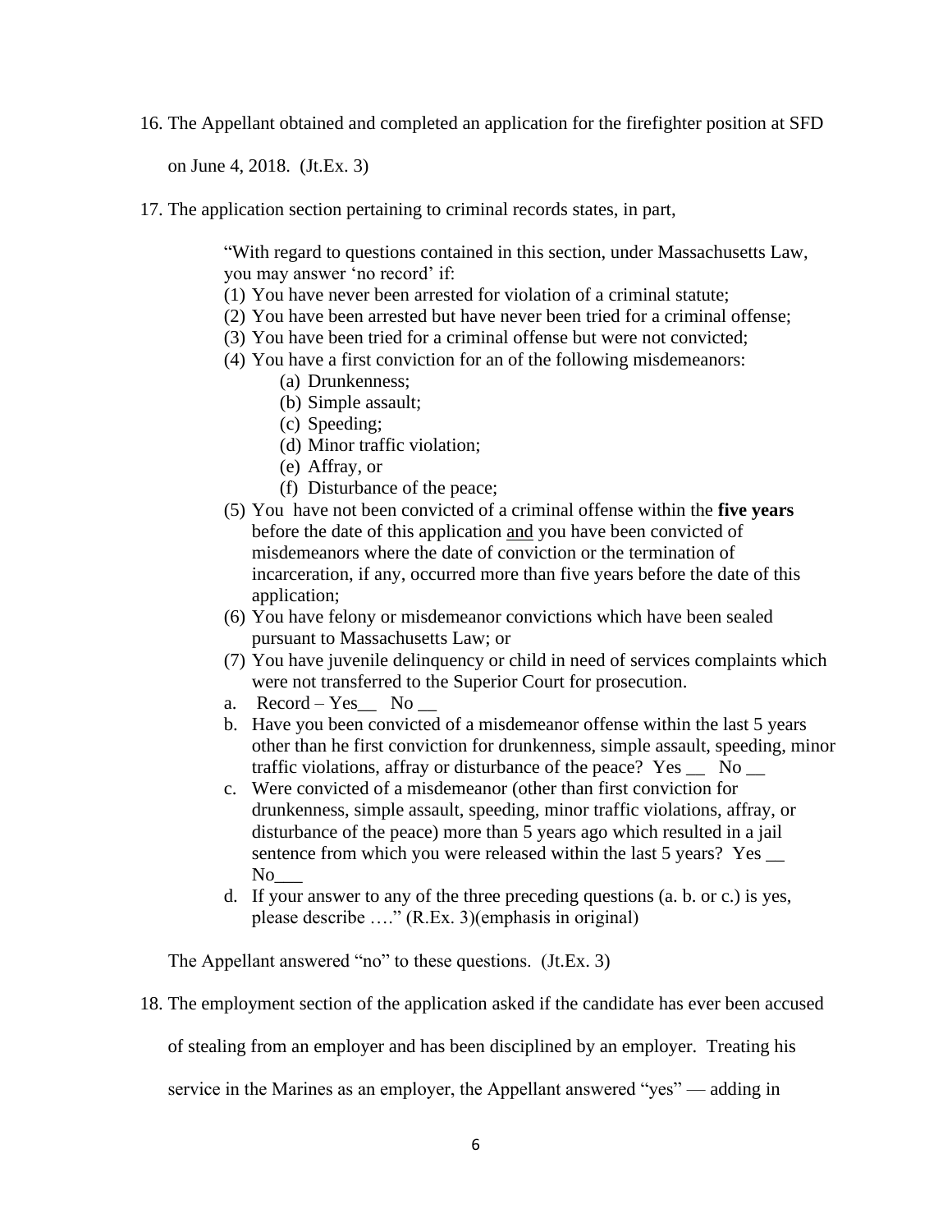16. The Appellant obtained and completed an application for the firefighter position at SFD on June 4, 2018. (Jt.Ex. 3)

17. The application section pertaining to criminal records states, in part,

> "With regard to questions contained in this section, under Massachusetts Law, you may answer 'no record' if:
>
> (1) You have never been arrested for violation of a criminal statute;
> (2) You have been arrested but have never been tried for a criminal offense;
> (3) You have been tried for a criminal offense but were not convicted;
> (4) You have a first conviction for an of the following misdemeanors:
>     (a) Drunkenness;
>     (b) Simple assault;
>     (c) Speeding;
>     (d) Minor traffic violation;
>     (e) Affray, or
>     (f) Disturbance of the peace;
> (5) You have not been convicted of a criminal offense within the **five years** before the date of this application and you have been convicted of misdemeanors where the date of conviction or the termination of incarceration, if any, occurred more than five years before the date of this application;
> (6) You have felony or misdemeanor convictions which have been sealed pursuant to Massachusetts Law; or
> (7) You have juvenile delinquency or child in need of services complaints which were not transferred to the Superior Court for prosecution.
>
> a. Record – Yes__ No __
> b. Have you been convicted of a misdemeanor offense within the last 5 years other than he first conviction for drunkenness, simple assault, speeding, minor traffic violations, affray or disturbance of the peace? Yes __ No __
> c. Were convicted of a misdemeanor (other than first conviction for drunkenness, simple assault, speeding, minor traffic violations, affray, or disturbance of the peace) more than 5 years ago which resulted in a jail sentence from which you were released within the last 5 years? Yes __ No___
> d. If your answer to any of the three preceding questions (a. b. or c.) is yes, please describe …." (R.Ex. 3)(emphasis in original)

The Appellant answered "no" to these questions. (Jt.Ex. 3)

18. The employment section of the application asked if the candidate has ever been accused of stealing from an employer and has been disciplined by an employer. Treating his service in the Marines as an employer, the Appellant answered "yes" — adding in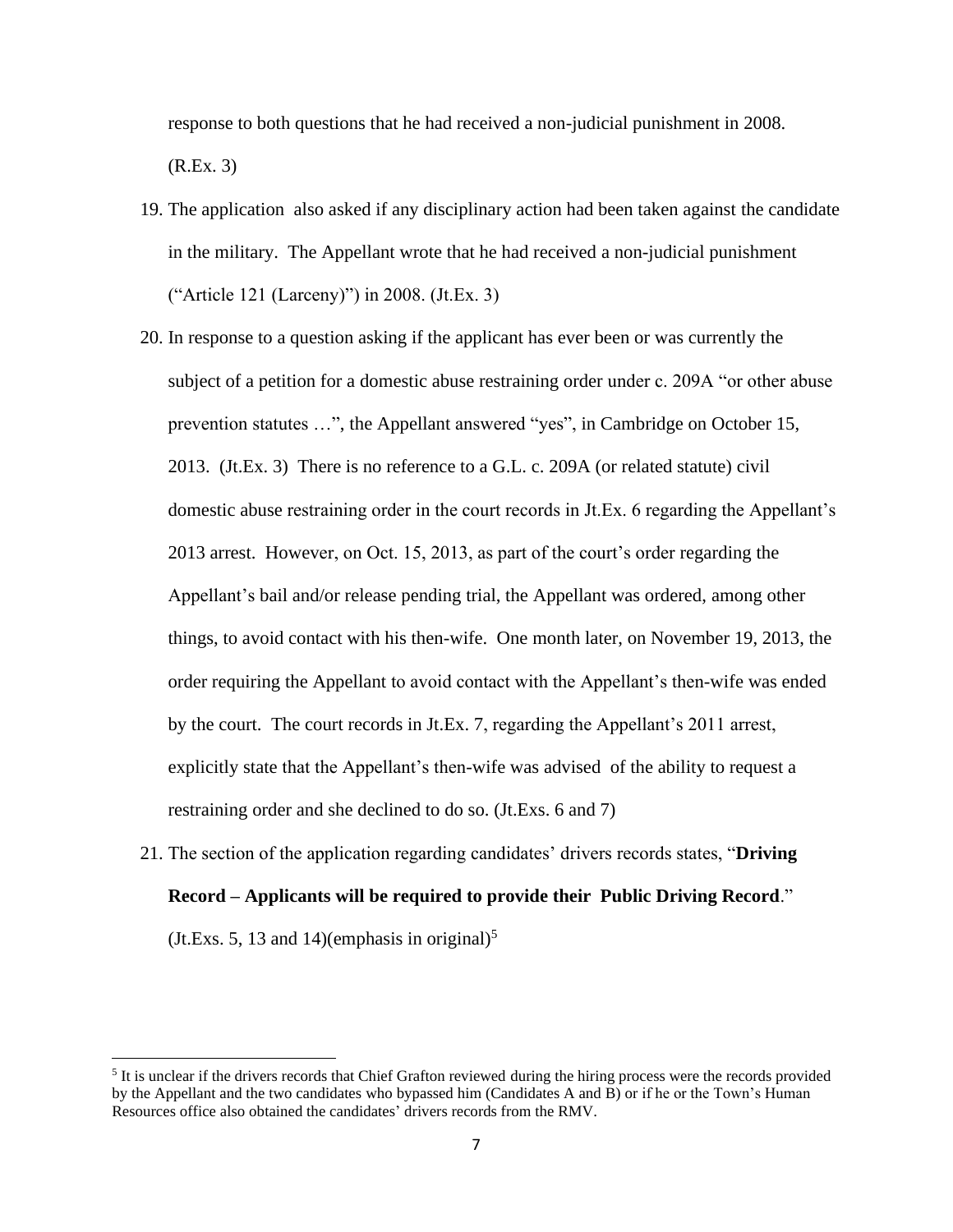response to both questions that he had received a non-judicial punishment in 2008. (R.Ex. 3)

19. The application also asked if any disciplinary action had been taken against the candidate in the military. The Appellant wrote that he had received a non-judicial punishment ("Article 121 (Larceny)") in 2008. (Jt.Ex. 3)

20. In response to a question asking if the applicant has ever been or was currently the subject of a petition for a domestic abuse restraining order under c. 209A "or other abuse prevention statutes …", the Appellant answered "yes", in Cambridge on October 15, 2013. (Jt.Ex. 3) There is no reference to a G.L. c. 209A (or related statute) civil domestic abuse restraining order in the court records in Jt.Ex. 6 regarding the Appellant's 2013 arrest. However, on Oct. 15, 2013, as part of the court's order regarding the Appellant's bail and/or release pending trial, the Appellant was ordered, among other things, to avoid contact with his then-wife. One month later, on November 19, 2013, the order requiring the Appellant to avoid contact with the Appellant's then-wife was ended by the court. The court records in Jt.Ex. 7, regarding the Appellant's 2011 arrest, explicitly state that the Appellant's then-wife was advised of the ability to request a restraining order and she declined to do so. (Jt.Exs. 6 and 7)

21. The section of the application regarding candidates' drivers records states, "**Driving Record – Applicants will be required to provide their Public Driving Record**." (Jt.Exs. 5, 13 and 14)(emphasis in original)[5]

[5] It is unclear if the drivers records that Chief Grafton reviewed during the hiring process were the records provided by the Appellant and the two candidates who bypassed him (Candidates A and B) or if he or the Town's Human Resources office also obtained the candidates' drivers records from the RMV.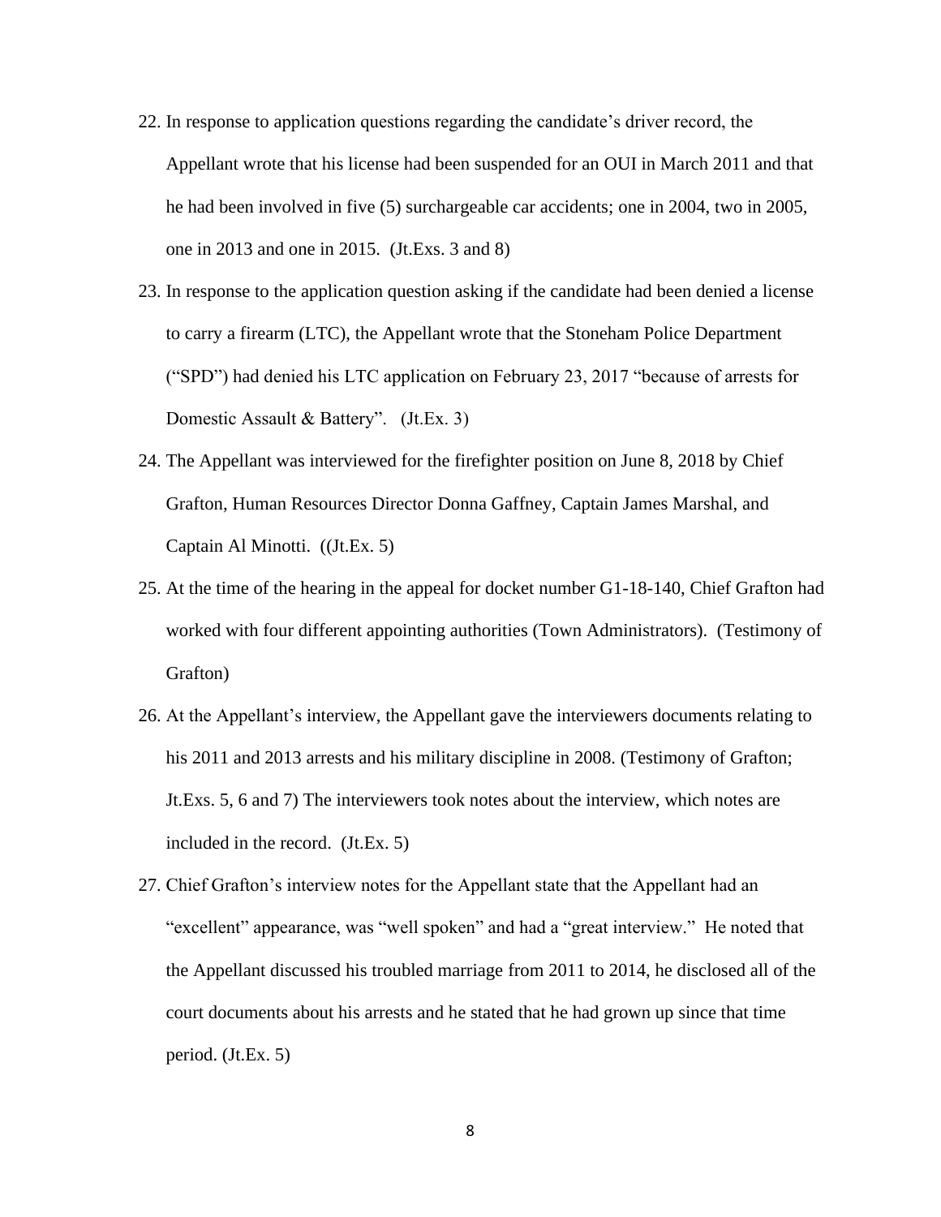22. In response to application questions regarding the candidate's driver record, the Appellant wrote that his license had been suspended for an OUI in March 2011 and that he had been involved in five (5) surchargeable car accidents; one in 2004, two in 2005, one in 2013 and one in 2015. (Jt.Exs. 3 and 8)

23. In response to the application question asking if the candidate had been denied a license to carry a firearm (LTC), the Appellant wrote that the Stoneham Police Department ("SPD") had denied his LTC application on February 23, 2017 "because of arrests for Domestic Assault & Battery". (Jt.Ex. 3)

24. The Appellant was interviewed for the firefighter position on June 8, 2018 by Chief Grafton, Human Resources Director Donna Gaffney, Captain James Marshal, and Captain Al Minotti. ((Jt.Ex. 5)

25. At the time of the hearing in the appeal for docket number G1-18-140, Chief Grafton had worked with four different appointing authorities (Town Administrators). (Testimony of Grafton)

26. At the Appellant's interview, the Appellant gave the interviewers documents relating to his 2011 and 2013 arrests and his military discipline in 2008. (Testimony of Grafton; Jt.Exs. 5, 6 and 7) The interviewers took notes about the interview, which notes are included in the record. (Jt.Ex. 5)

27. Chief Grafton's interview notes for the Appellant state that the Appellant had an "excellent" appearance, was "well spoken" and had a "great interview." He noted that the Appellant discussed his troubled marriage from 2011 to 2014, he disclosed all of the court documents about his arrests and he stated that he had grown up since that time period. (Jt.Ex. 5)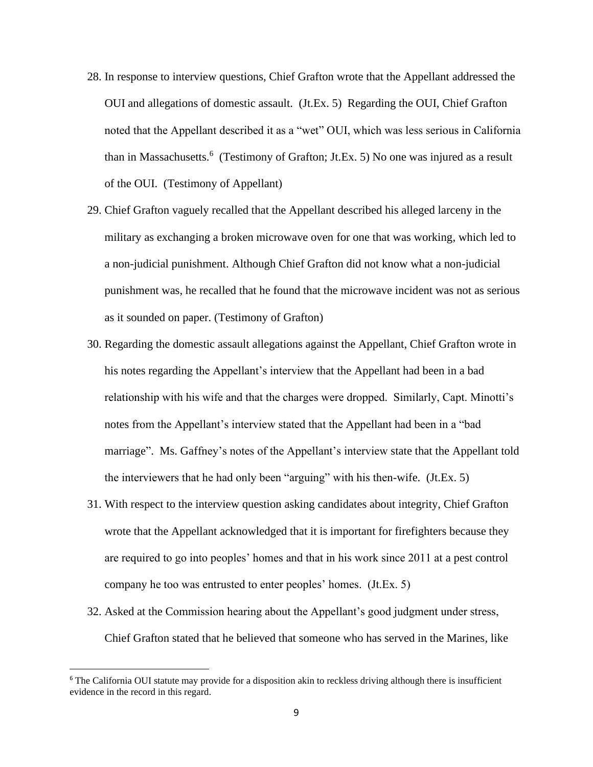28. In response to interview questions, Chief Grafton wrote that the Appellant addressed the OUI and allegations of domestic assault. (Jt.Ex. 5) Regarding the OUI, Chief Grafton noted that the Appellant described it as a "wet" OUI, which was less serious in California than in Massachusetts.[6] (Testimony of Grafton; Jt.Ex. 5) No one was injured as a result of the OUI. (Testimony of Appellant)

29. Chief Grafton vaguely recalled that the Appellant described his alleged larceny in the military as exchanging a broken microwave oven for one that was working, which led to a non-judicial punishment. Although Chief Grafton did not know what a non-judicial punishment was, he recalled that he found that the microwave incident was not as serious as it sounded on paper. (Testimony of Grafton)

30. Regarding the domestic assault allegations against the Appellant, Chief Grafton wrote in his notes regarding the Appellant's interview that the Appellant had been in a bad relationship with his wife and that the charges were dropped. Similarly, Capt. Minotti's notes from the Appellant's interview stated that the Appellant had been in a "bad marriage". Ms. Gaffney's notes of the Appellant's interview state that the Appellant told the interviewers that he had only been "arguing" with his then-wife. (Jt.Ex. 5)

31. With respect to the interview question asking candidates about integrity, Chief Grafton wrote that the Appellant acknowledged that it is important for firefighters because they are required to go into peoples' homes and that in his work since 2011 at a pest control company he too was entrusted to enter peoples' homes. (Jt.Ex. 5)

32. Asked at the Commission hearing about the Appellant's good judgment under stress, Chief Grafton stated that he believed that someone who has served in the Marines, like

[6] The California OUI statute may provide for a disposition akin to reckless driving although there is insufficient evidence in the record in this regard.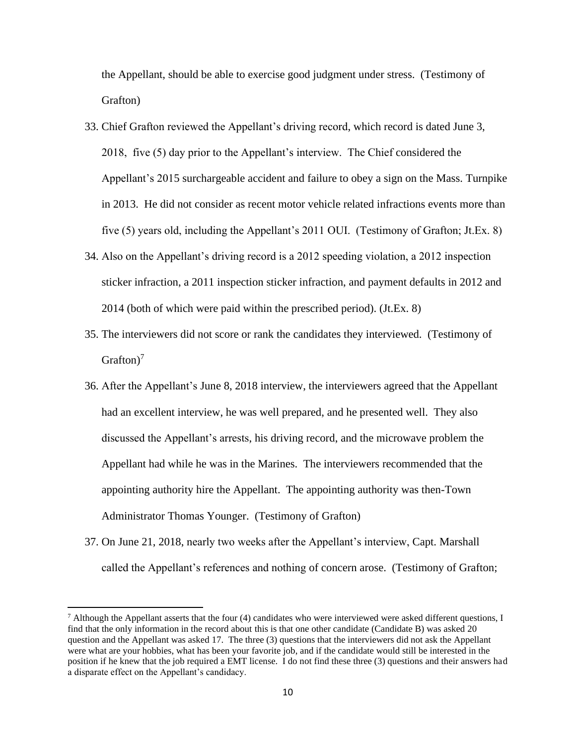the Appellant, should be able to exercise good judgment under stress. (Testimony of Grafton)

33. Chief Grafton reviewed the Appellant's driving record, which record is dated June 3, 2018, five (5) day prior to the Appellant's interview. The Chief considered the Appellant's 2015 surchargeable accident and failure to obey a sign on the Mass. Turnpike in 2013. He did not consider as recent motor vehicle related infractions events more than five (5) years old, including the Appellant's 2011 OUI. (Testimony of Grafton; Jt.Ex. 8)
34. Also on the Appellant's driving record is a 2012 speeding violation, a 2012 inspection sticker infraction, a 2011 inspection sticker infraction, and payment defaults in 2012 and 2014 (both of which were paid within the prescribed period). (Jt.Ex. 8)
35. The interviewers did not score or rank the candidates they interviewed. (Testimony of Grafton)[7]
36. After the Appellant's June 8, 2018 interview, the interviewers agreed that the Appellant had an excellent interview, he was well prepared, and he presented well. They also discussed the Appellant's arrests, his driving record, and the microwave problem the Appellant had while he was in the Marines. The interviewers recommended that the appointing authority hire the Appellant. The appointing authority was then-Town Administrator Thomas Younger. (Testimony of Grafton)
37. On June 21, 2018, nearly two weeks after the Appellant's interview, Capt. Marshall called the Appellant's references and nothing of concern arose. (Testimony of Grafton;

---

[7] Although the Appellant asserts that the four (4) candidates who were interviewed were asked different questions, I find that the only information in the record about this is that one other candidate (Candidate B) was asked 20 question and the Appellant was asked 17. The three (3) questions that the interviewers did not ask the Appellant were what are your hobbies, what has been your favorite job, and if the candidate would still be interested in the position if he knew that the job required a EMT license. I do not find these three (3) questions and their answers had a disparate effect on the Appellant's candidacy.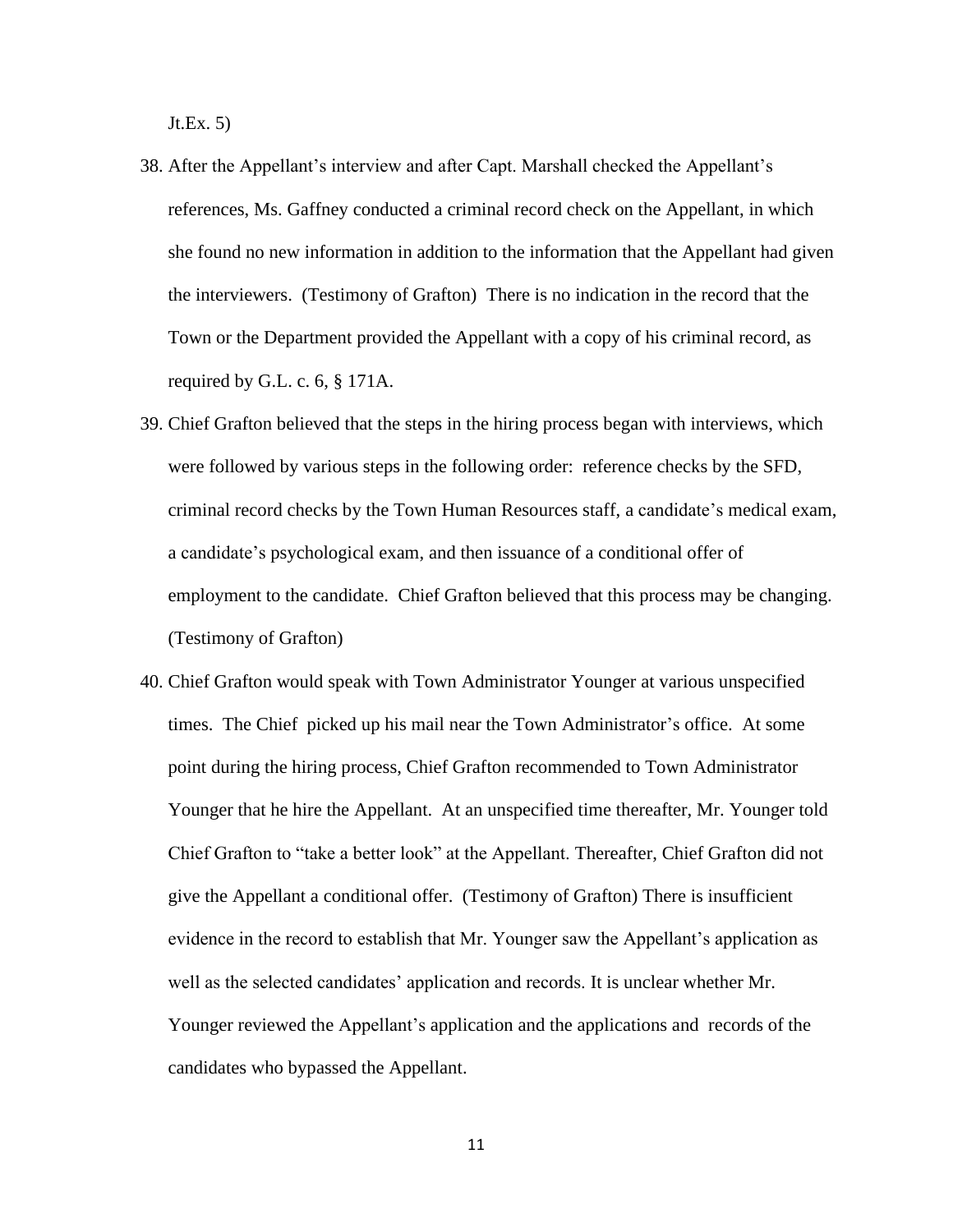Jt.Ex. 5)

38. After the Appellant's interview and after Capt. Marshall checked the Appellant's references, Ms. Gaffney conducted a criminal record check on the Appellant, in which she found no new information in addition to the information that the Appellant had given the interviewers. (Testimony of Grafton) There is no indication in the record that the Town or the Department provided the Appellant with a copy of his criminal record, as required by G.L. c. 6, § 171A.

39. Chief Grafton believed that the steps in the hiring process began with interviews, which were followed by various steps in the following order: reference checks by the SFD, criminal record checks by the Town Human Resources staff, a candidate's medical exam, a candidate's psychological exam, and then issuance of a conditional offer of employment to the candidate. Chief Grafton believed that this process may be changing. (Testimony of Grafton)

40. Chief Grafton would speak with Town Administrator Younger at various unspecified times. The Chief picked up his mail near the Town Administrator's office. At some point during the hiring process, Chief Grafton recommended to Town Administrator Younger that he hire the Appellant. At an unspecified time thereafter, Mr. Younger told Chief Grafton to "take a better look" at the Appellant. Thereafter, Chief Grafton did not give the Appellant a conditional offer. (Testimony of Grafton) There is insufficient evidence in the record to establish that Mr. Younger saw the Appellant's application as well as the selected candidates' application and records. It is unclear whether Mr. Younger reviewed the Appellant's application and the applications and records of the candidates who bypassed the Appellant.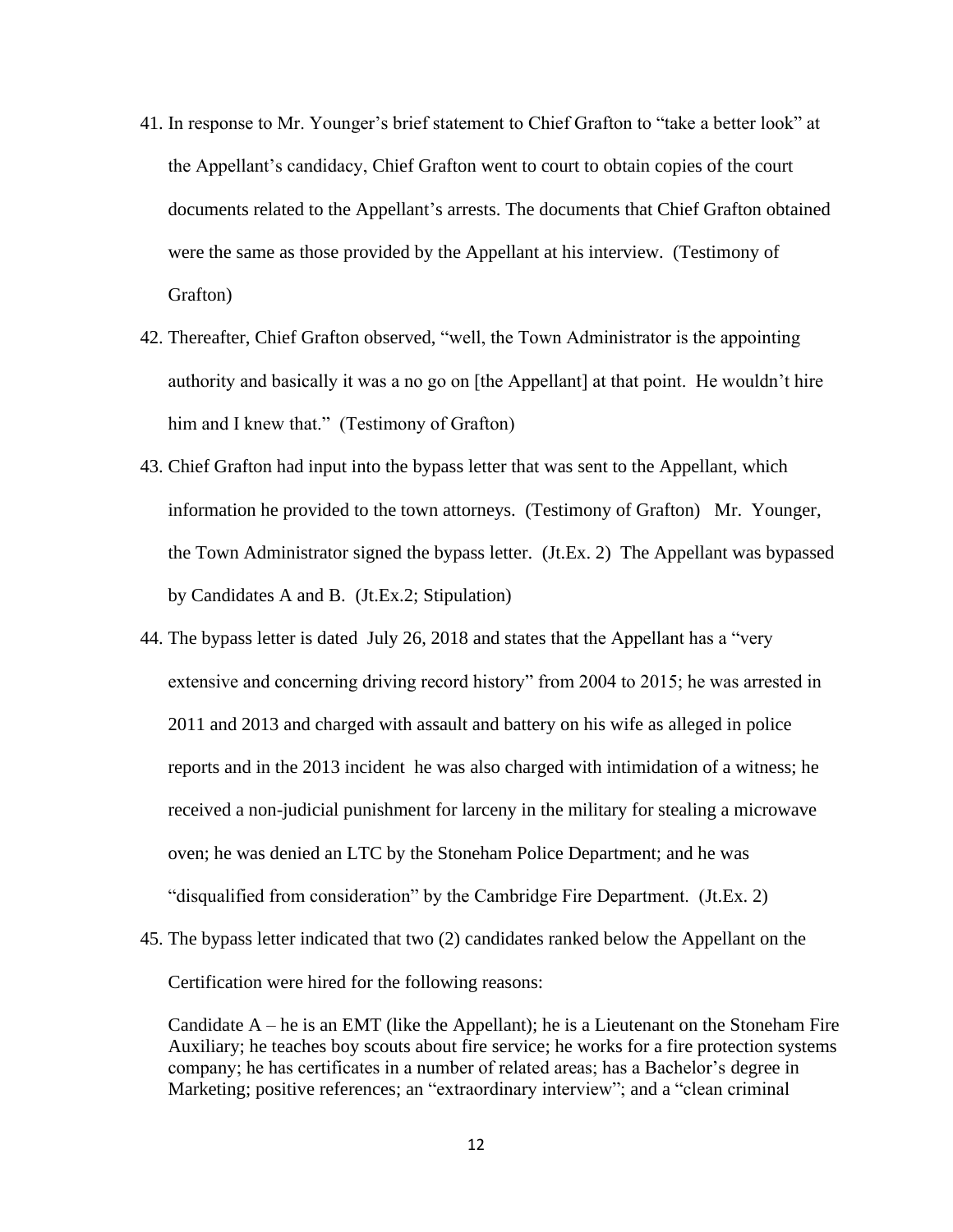41. In response to Mr. Younger's brief statement to Chief Grafton to "take a better look" at the Appellant's candidacy, Chief Grafton went to court to obtain copies of the court documents related to the Appellant's arrests. The documents that Chief Grafton obtained were the same as those provided by the Appellant at his interview. (Testimony of Grafton)

42. Thereafter, Chief Grafton observed, "well, the Town Administrator is the appointing authority and basically it was a no go on [the Appellant] at that point. He wouldn't hire him and I knew that." (Testimony of Grafton)

43. Chief Grafton had input into the bypass letter that was sent to the Appellant, which information he provided to the town attorneys. (Testimony of Grafton) Mr. Younger, the Town Administrator signed the bypass letter. (Jt.Ex. 2) The Appellant was bypassed by Candidates A and B. (Jt.Ex.2; Stipulation)

44. The bypass letter is dated July 26, 2018 and states that the Appellant has a "very extensive and concerning driving record history" from 2004 to 2015; he was arrested in 2011 and 2013 and charged with assault and battery on his wife as alleged in police reports and in the 2013 incident he was also charged with intimidation of a witness; he received a non-judicial punishment for larceny in the military for stealing a microwave oven; he was denied an LTC by the Stoneham Police Department; and he was "disqualified from consideration" by the Cambridge Fire Department. (Jt.Ex. 2)

45. The bypass letter indicated that two (2) candidates ranked below the Appellant on the Certification were hired for the following reasons:

    Candidate A – he is an EMT (like the Appellant); he is a Lieutenant on the Stoneham Fire Auxiliary; he teaches boy scouts about fire service; he works for a fire protection systems company; he has certificates in a number of related areas; has a Bachelor's degree in Marketing; positive references; an "extraordinary interview"; and a "clean criminal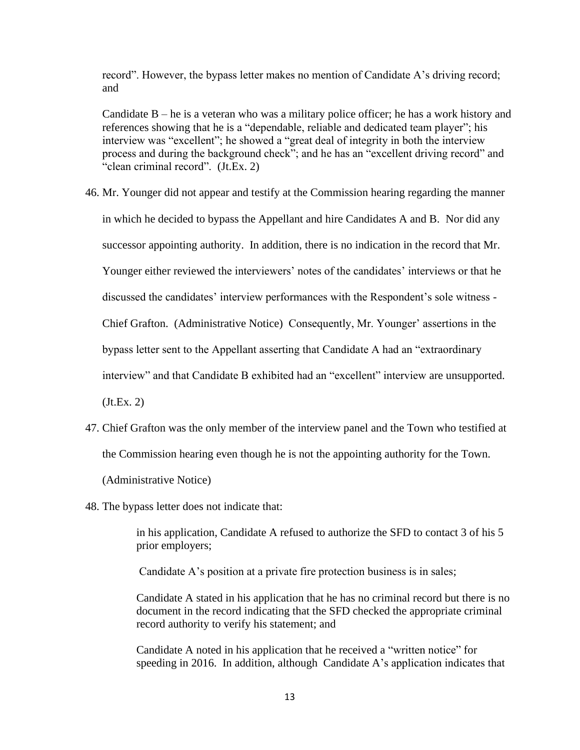record". However, the bypass letter makes no mention of Candidate A's driving record; and

Candidate B – he is a veteran who was a military police officer; he has a work history and references showing that he is a "dependable, reliable and dedicated team player"; his interview was "excellent"; he showed a "great deal of integrity in both the interview process and during the background check"; and he has an "excellent driving record" and "clean criminal record". (Jt.Ex. 2)

46. Mr. Younger did not appear and testify at the Commission hearing regarding the manner in which he decided to bypass the Appellant and hire Candidates A and B. Nor did any successor appointing authority. In addition, there is no indication in the record that Mr. Younger either reviewed the interviewers' notes of the candidates' interviews or that he discussed the candidates' interview performances with the Respondent's sole witness - Chief Grafton. (Administrative Notice) Consequently, Mr. Younger' assertions in the bypass letter sent to the Appellant asserting that Candidate A had an "extraordinary interview" and that Candidate B exhibited had an "excellent" interview are unsupported. (Jt.Ex. 2)

47. Chief Grafton was the only member of the interview panel and the Town who testified at the Commission hearing even though he is not the appointing authority for the Town. (Administrative Notice)

48. The bypass letter does not indicate that:

    in his application, Candidate A refused to authorize the SFD to contact 3 of his 5 prior employers;

    Candidate A's position at a private fire protection business is in sales;

    Candidate A stated in his application that he has no criminal record but there is no document in the record indicating that the SFD checked the appropriate criminal record authority to verify his statement; and

    Candidate A noted in his application that he received a "written notice" for speeding in 2016. In addition, although Candidate A's application indicates that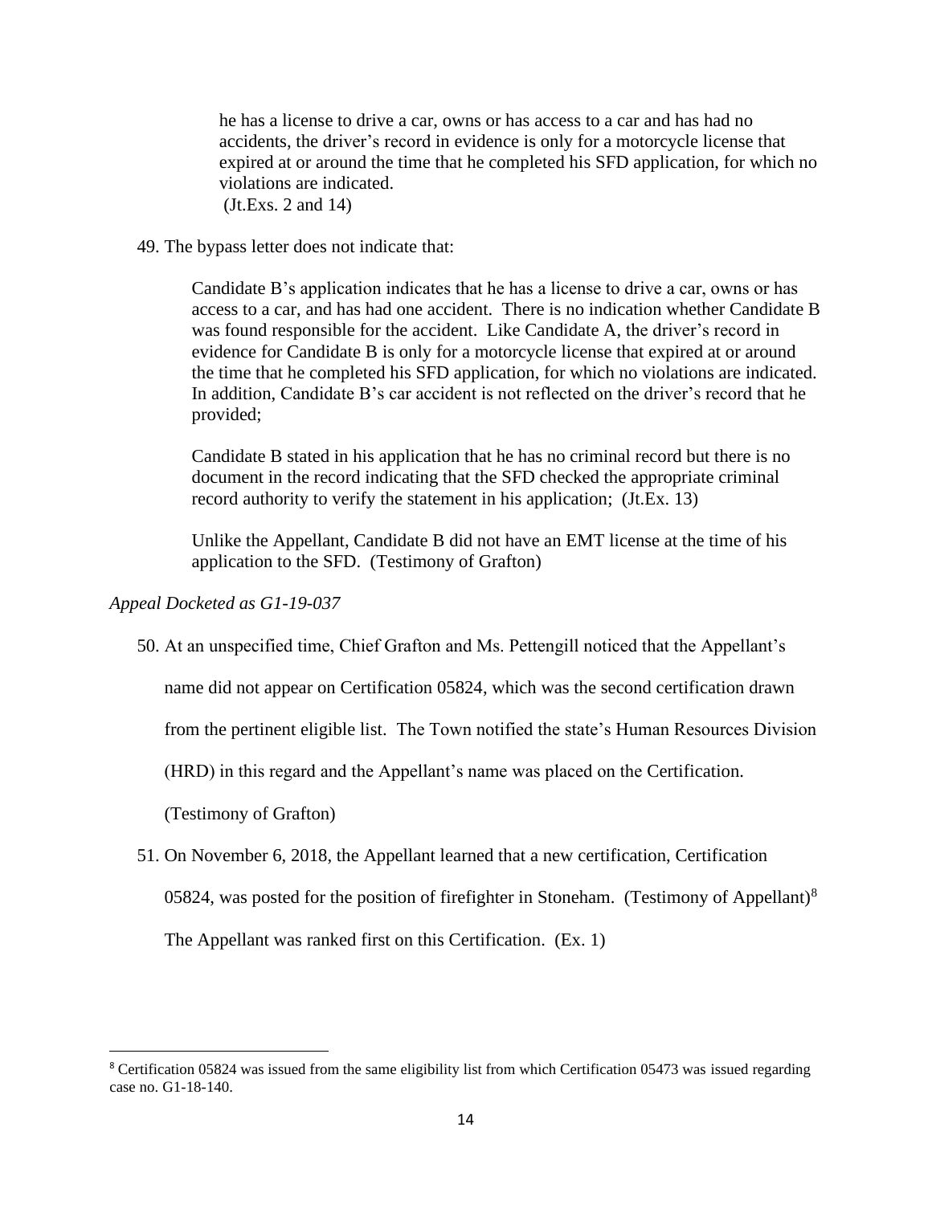> he has a license to drive a car, owns or has access to a car and has had no accidents, the driver's record in evidence is only for a motorcycle license that expired at or around the time that he completed his SFD application, for which no violations are indicated.
> (Jt.Exs. 2 and 14)

49. The bypass letter does not indicate that:

> Candidate B's application indicates that he has a license to drive a car, owns or has access to a car, and has had one accident. There is no indication whether Candidate B was found responsible for the accident. Like Candidate A, the driver's record in evidence for Candidate B is only for a motorcycle license that expired at or around the time that he completed his SFD application, for which no violations are indicated. In addition, Candidate B's car accident is not reflected on the driver's record that he provided;
>
> Candidate B stated in his application that he has no criminal record but there is no document in the record indicating that the SFD checked the appropriate criminal record authority to verify the statement in his application; (Jt.Ex. 13)
>
> Unlike the Appellant, Candidate B did not have an EMT license at the time of his application to the SFD. (Testimony of Grafton)

*Appeal Docketed as G1-19-037*

50. At an unspecified time, Chief Grafton and Ms. Pettengill noticed that the Appellant's name did not appear on Certification 05824, which was the second certification drawn from the pertinent eligible list. The Town notified the state's Human Resources Division (HRD) in this regard and the Appellant's name was placed on the Certification. (Testimony of Grafton)

51. On November 6, 2018, the Appellant learned that a new certification, Certification 05824, was posted for the position of firefighter in Stoneham. (Testimony of Appellant)[8] The Appellant was ranked first on this Certification. (Ex. 1)

---

[8] Certification 05824 was issued from the same eligibility list from which Certification 05473 was issued regarding case no. G1-18-140.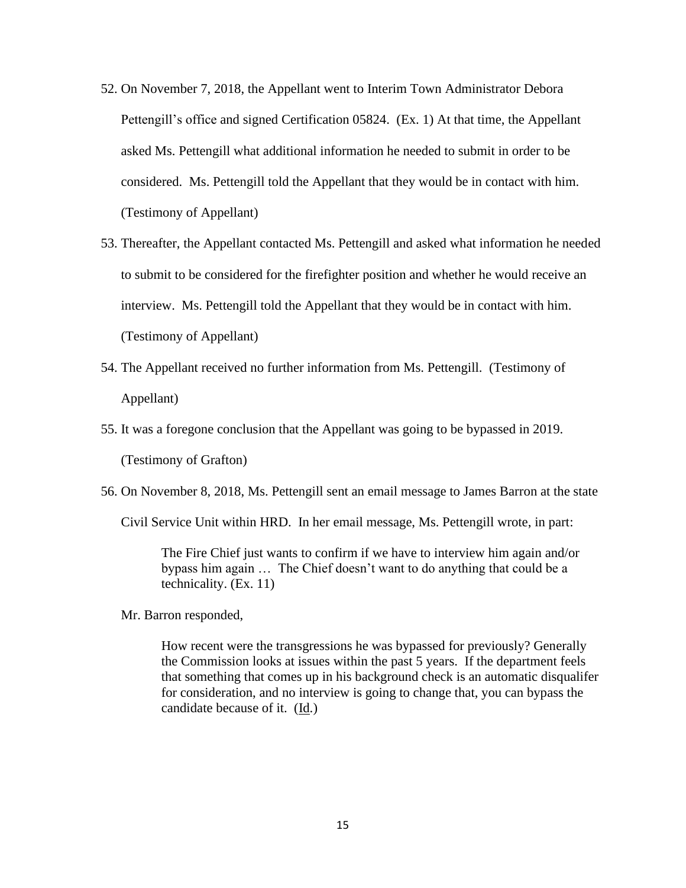52. On November 7, 2018, the Appellant went to Interim Town Administrator Debora Pettengill's office and signed Certification 05824. (Ex. 1) At that time, the Appellant asked Ms. Pettengill what additional information he needed to submit in order to be considered. Ms. Pettengill told the Appellant that they would be in contact with him. (Testimony of Appellant)

53. Thereafter, the Appellant contacted Ms. Pettengill and asked what information he needed to submit to be considered for the firefighter position and whether he would receive an interview. Ms. Pettengill told the Appellant that they would be in contact with him. (Testimony of Appellant)

54. The Appellant received no further information from Ms. Pettengill. (Testimony of Appellant)

55. It was a foregone conclusion that the Appellant was going to be bypassed in 2019. (Testimony of Grafton)

56. On November 8, 2018, Ms. Pettengill sent an email message to James Barron at the state Civil Service Unit within HRD. In her email message, Ms. Pettengill wrote, in part:

   > The Fire Chief just wants to confirm if we have to interview him again and/or bypass him again … The Chief doesn't want to do anything that could be a technicality. (Ex. 11)

   Mr. Barron responded,

   > How recent were the transgressions he was bypassed for previously? Generally the Commission looks at issues within the past 5 years. If the department feels that something that comes up in his background check is an automatic disqualifer for consideration, and no interview is going to change that, you can bypass the candidate because of it. (Id.)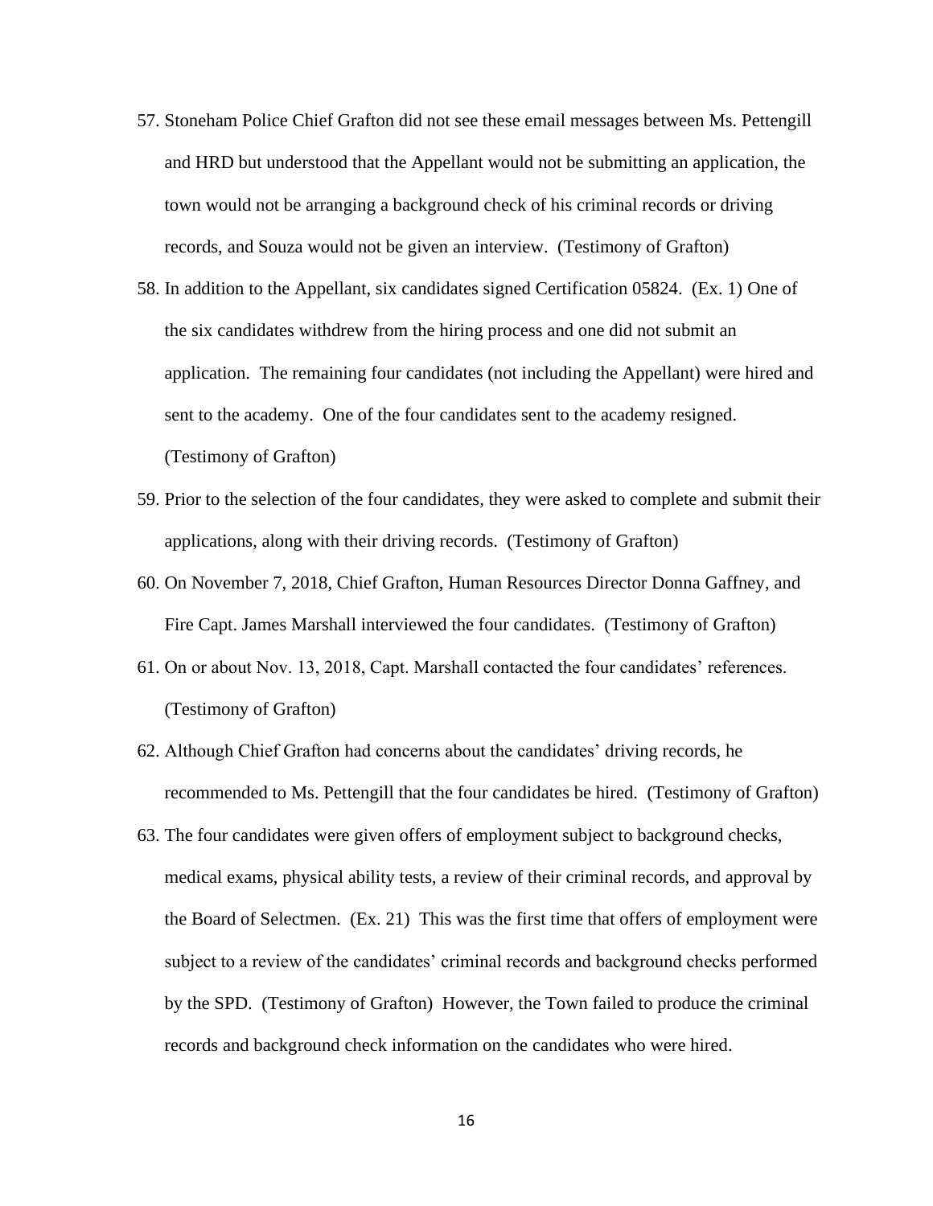57. Stoneham Police Chief Grafton did not see these email messages between Ms. Pettengill and HRD but understood that the Appellant would not be submitting an application, the town would not be arranging a background check of his criminal records or driving records, and Souza would not be given an interview. (Testimony of Grafton)

58. In addition to the Appellant, six candidates signed Certification 05824. (Ex. 1) One of the six candidates withdrew from the hiring process and one did not submit an application. The remaining four candidates (not including the Appellant) were hired and sent to the academy. One of the four candidates sent to the academy resigned. (Testimony of Grafton)

59. Prior to the selection of the four candidates, they were asked to complete and submit their applications, along with their driving records. (Testimony of Grafton)

60. On November 7, 2018, Chief Grafton, Human Resources Director Donna Gaffney, and Fire Capt. James Marshall interviewed the four candidates. (Testimony of Grafton)

61. On or about Nov. 13, 2018, Capt. Marshall contacted the four candidates' references. (Testimony of Grafton)

62. Although Chief Grafton had concerns about the candidates' driving records, he recommended to Ms. Pettengill that the four candidates be hired. (Testimony of Grafton)

63. The four candidates were given offers of employment subject to background checks, medical exams, physical ability tests, a review of their criminal records, and approval by the Board of Selectmen. (Ex. 21) This was the first time that offers of employment were subject to a review of the candidates' criminal records and background checks performed by the SPD. (Testimony of Grafton) However, the Town failed to produce the criminal records and background check information on the candidates who were hired.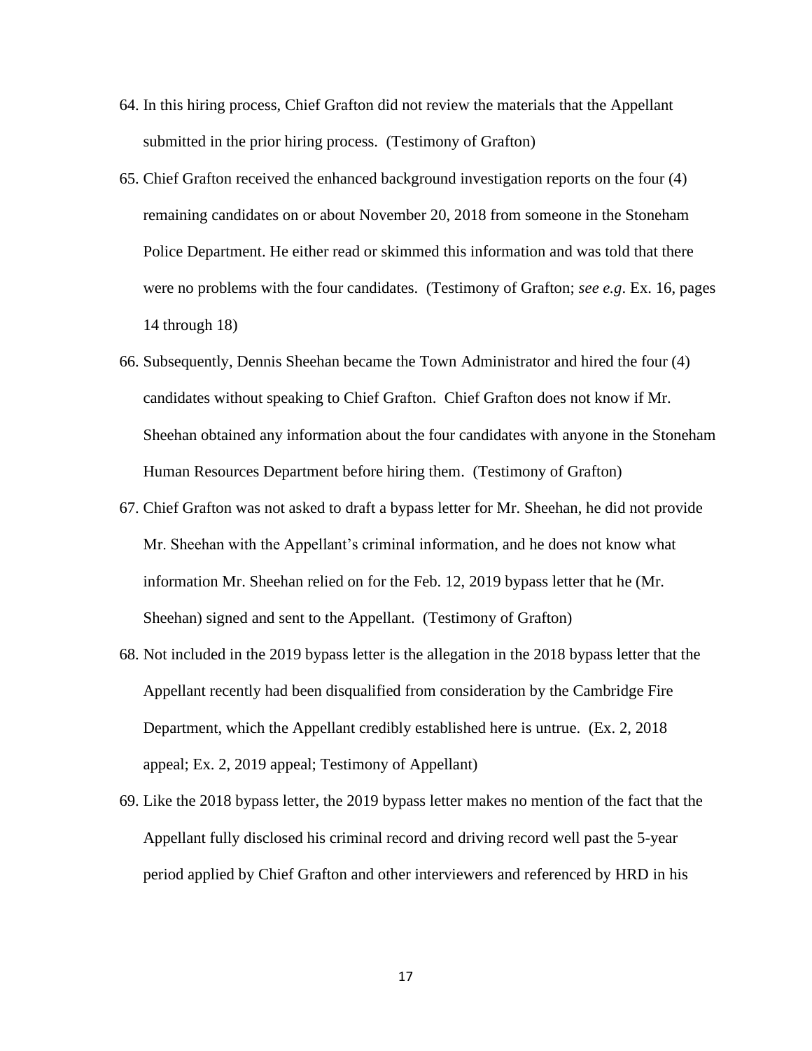64. In this hiring process, Chief Grafton did not review the materials that the Appellant submitted in the prior hiring process. (Testimony of Grafton)

65. Chief Grafton received the enhanced background investigation reports on the four (4) remaining candidates on or about November 20, 2018 from someone in the Stoneham Police Department. He either read or skimmed this information and was told that there were no problems with the four candidates. (Testimony of Grafton; *see e.g*. Ex. 16, pages 14 through 18)

66. Subsequently, Dennis Sheehan became the Town Administrator and hired the four (4) candidates without speaking to Chief Grafton. Chief Grafton does not know if Mr. Sheehan obtained any information about the four candidates with anyone in the Stoneham Human Resources Department before hiring them. (Testimony of Grafton)

67. Chief Grafton was not asked to draft a bypass letter for Mr. Sheehan, he did not provide Mr. Sheehan with the Appellant's criminal information, and he does not know what information Mr. Sheehan relied on for the Feb. 12, 2019 bypass letter that he (Mr. Sheehan) signed and sent to the Appellant. (Testimony of Grafton)

68. Not included in the 2019 bypass letter is the allegation in the 2018 bypass letter that the Appellant recently had been disqualified from consideration by the Cambridge Fire Department, which the Appellant credibly established here is untrue. (Ex. 2, 2018 appeal; Ex. 2, 2019 appeal; Testimony of Appellant)

69. Like the 2018 bypass letter, the 2019 bypass letter makes no mention of the fact that the Appellant fully disclosed his criminal record and driving record well past the 5-year period applied by Chief Grafton and other interviewers and referenced by HRD in his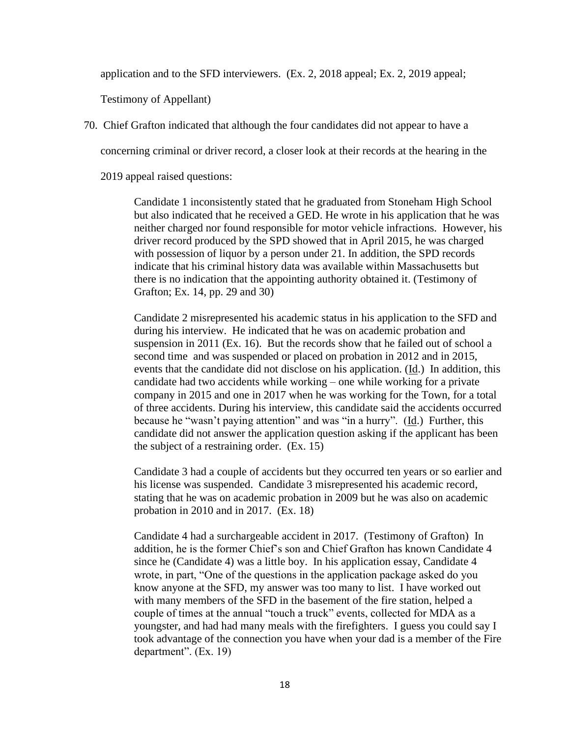application and to the SFD interviewers. (Ex. 2, 2018 appeal; Ex. 2, 2019 appeal; Testimony of Appellant)

70. Chief Grafton indicated that although the four candidates did not appear to have a concerning criminal or driver record, a closer look at their records at the hearing in the 2019 appeal raised questions:

> Candidate 1 inconsistently stated that he graduated from Stoneham High School but also indicated that he received a GED. He wrote in his application that he was neither charged nor found responsible for motor vehicle infractions. However, his driver record produced by the SPD showed that in April 2015, he was charged with possession of liquor by a person under 21. In addition, the SPD records indicate that his criminal history data was available within Massachusetts but there is no indication that the appointing authority obtained it. (Testimony of Grafton; Ex. 14, pp. 29 and 30)
>
> Candidate 2 misrepresented his academic status in his application to the SFD and during his interview. He indicated that he was on academic probation and suspension in 2011 (Ex. 16). But the records show that he failed out of school a second time and was suspended or placed on probation in 2012 and in 2015, events that the candidate did not disclose on his application. (Id.) In addition, this candidate had two accidents while working – one while working for a private company in 2015 and one in 2017 when he was working for the Town, for a total of three accidents. During his interview, this candidate said the accidents occurred because he "wasn't paying attention" and was "in a hurry". (Id.) Further, this candidate did not answer the application question asking if the applicant has been the subject of a restraining order. (Ex. 15)
>
> Candidate 3 had a couple of accidents but they occurred ten years or so earlier and his license was suspended. Candidate 3 misrepresented his academic record, stating that he was on academic probation in 2009 but he was also on academic probation in 2010 and in 2017. (Ex. 18)
>
> Candidate 4 had a surchargeable accident in 2017. (Testimony of Grafton) In addition, he is the former Chief's son and Chief Grafton has known Candidate 4 since he (Candidate 4) was a little boy. In his application essay, Candidate 4 wrote, in part, "One of the questions in the application package asked do you know anyone at the SFD, my answer was too many to list. I have worked out with many members of the SFD in the basement of the fire station, helped a couple of times at the annual "touch a truck" events, collected for MDA as a youngster, and had had many meals with the firefighters. I guess you could say I took advantage of the connection you have when your dad is a member of the Fire department". (Ex. 19)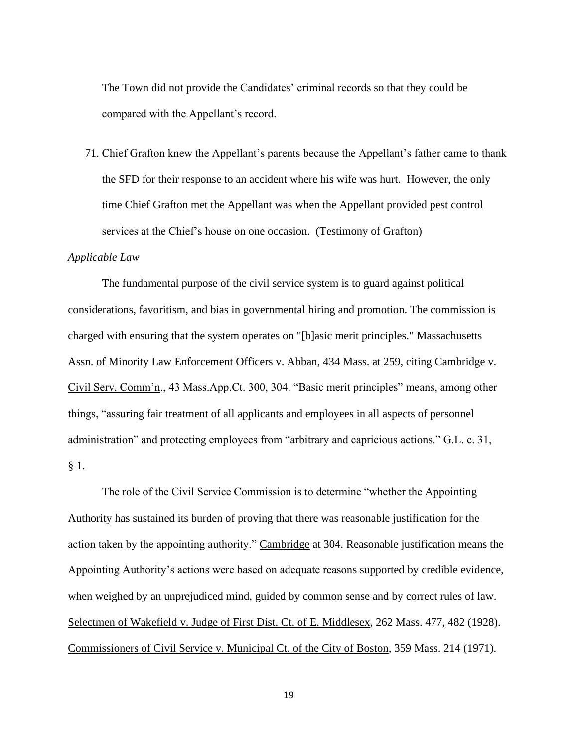The Town did not provide the Candidates' criminal records so that they could be compared with the Appellant's record.

71. Chief Grafton knew the Appellant's parents because the Appellant's father came to thank the SFD for their response to an accident where his wife was hurt. However, the only time Chief Grafton met the Appellant was when the Appellant provided pest control services at the Chief's house on one occasion. (Testimony of Grafton)

*Applicable Law*

The fundamental purpose of the civil service system is to guard against political considerations, favoritism, and bias in governmental hiring and promotion. The commission is charged with ensuring that the system operates on "[b]asic merit principles." Massachusetts Assn. of Minority Law Enforcement Officers v. Abban, 434 Mass. at 259, citing Cambridge v. Civil Serv. Comm'n., 43 Mass.App.Ct. 300, 304. "Basic merit principles" means, among other things, "assuring fair treatment of all applicants and employees in all aspects of personnel administration" and protecting employees from "arbitrary and capricious actions." G.L. c. 31, § 1.

The role of the Civil Service Commission is to determine "whether the Appointing Authority has sustained its burden of proving that there was reasonable justification for the action taken by the appointing authority." Cambridge at 304. Reasonable justification means the Appointing Authority's actions were based on adequate reasons supported by credible evidence, when weighed by an unprejudiced mind, guided by common sense and by correct rules of law. Selectmen of Wakefield v. Judge of First Dist. Ct. of E. Middlesex, 262 Mass. 477, 482 (1928). Commissioners of Civil Service v. Municipal Ct. of the City of Boston, 359 Mass. 214 (1971).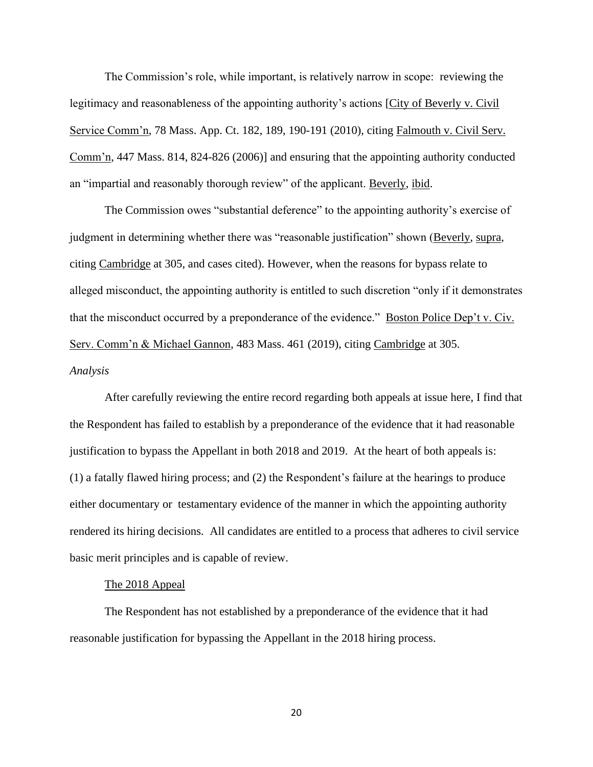The Commission's role, while important, is relatively narrow in scope: reviewing the legitimacy and reasonableness of the appointing authority's actions [City of Beverly v. Civil Service Comm'n, 78 Mass. App. Ct. 182, 189, 190-191 (2010), citing Falmouth v. Civil Serv. Comm'n, 447 Mass. 814, 824-826 (2006)] and ensuring that the appointing authority conducted an "impartial and reasonably thorough review" of the applicant. Beverly, ibid.

The Commission owes "substantial deference" to the appointing authority's exercise of judgment in determining whether there was "reasonable justification" shown (Beverly, supra, citing Cambridge at 305, and cases cited). However, when the reasons for bypass relate to alleged misconduct, the appointing authority is entitled to such discretion "only if it demonstrates that the misconduct occurred by a preponderance of the evidence." Boston Police Dep't v. Civ. Serv. Comm'n & Michael Gannon, 483 Mass. 461 (2019), citing Cambridge at 305.

*Analysis*

After carefully reviewing the entire record regarding both appeals at issue here, I find that the Respondent has failed to establish by a preponderance of the evidence that it had reasonable justification to bypass the Appellant in both 2018 and 2019. At the heart of both appeals is: (1) a fatally flawed hiring process; and (2) the Respondent's failure at the hearings to produce either documentary or testamentary evidence of the manner in which the appointing authority rendered its hiring decisions. All candidates are entitled to a process that adheres to civil service basic merit principles and is capable of review.

The 2018 Appeal

The Respondent has not established by a preponderance of the evidence that it had reasonable justification for bypassing the Appellant in the 2018 hiring process.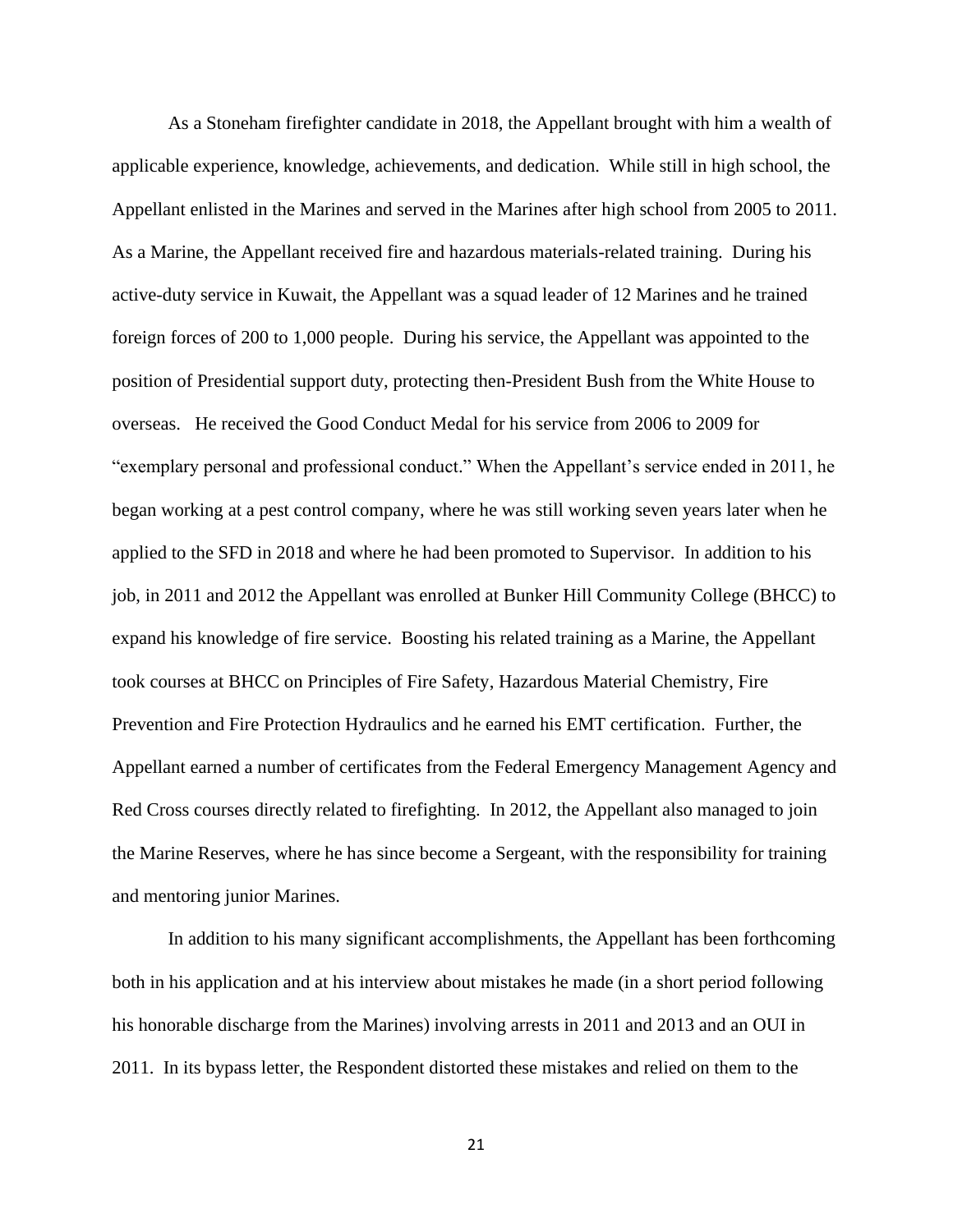As a Stoneham firefighter candidate in 2018, the Appellant brought with him a wealth of applicable experience, knowledge, achievements, and dedication. While still in high school, the Appellant enlisted in the Marines and served in the Marines after high school from 2005 to 2011. As a Marine, the Appellant received fire and hazardous materials-related training. During his active-duty service in Kuwait, the Appellant was a squad leader of 12 Marines and he trained foreign forces of 200 to 1,000 people. During his service, the Appellant was appointed to the position of Presidential support duty, protecting then-President Bush from the White House to overseas. He received the Good Conduct Medal for his service from 2006 to 2009 for "exemplary personal and professional conduct." When the Appellant's service ended in 2011, he began working at a pest control company, where he was still working seven years later when he applied to the SFD in 2018 and where he had been promoted to Supervisor. In addition to his job, in 2011 and 2012 the Appellant was enrolled at Bunker Hill Community College (BHCC) to expand his knowledge of fire service. Boosting his related training as a Marine, the Appellant took courses at BHCC on Principles of Fire Safety, Hazardous Material Chemistry, Fire Prevention and Fire Protection Hydraulics and he earned his EMT certification. Further, the Appellant earned a number of certificates from the Federal Emergency Management Agency and Red Cross courses directly related to firefighting. In 2012, the Appellant also managed to join the Marine Reserves, where he has since become a Sergeant, with the responsibility for training and mentoring junior Marines.

In addition to his many significant accomplishments, the Appellant has been forthcoming both in his application and at his interview about mistakes he made (in a short period following his honorable discharge from the Marines) involving arrests in 2011 and 2013 and an OUI in 2011. In its bypass letter, the Respondent distorted these mistakes and relied on them to the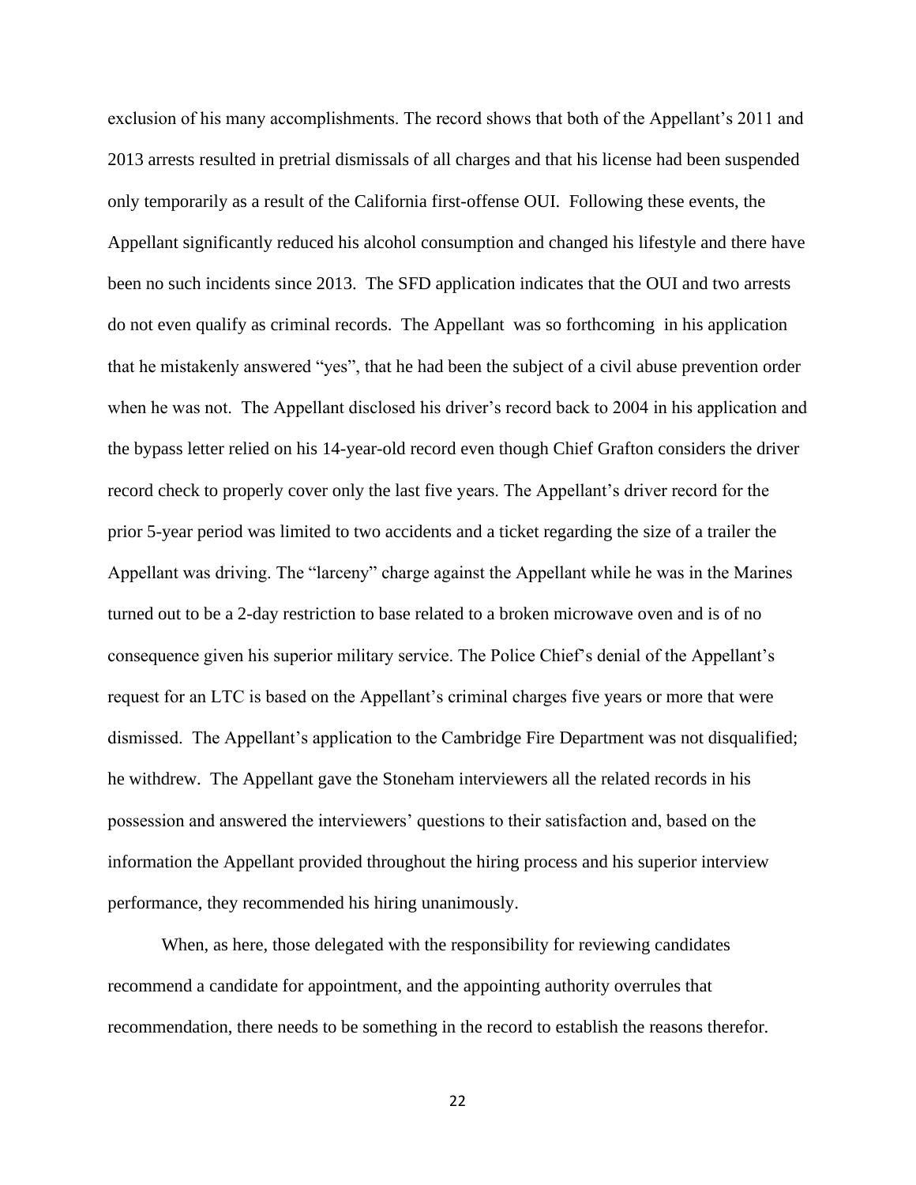exclusion of his many accomplishments. The record shows that both of the Appellant's 2011 and 2013 arrests resulted in pretrial dismissals of all charges and that his license had been suspended only temporarily as a result of the California first-offense OUI. Following these events, the Appellant significantly reduced his alcohol consumption and changed his lifestyle and there have been no such incidents since 2013. The SFD application indicates that the OUI and two arrests do not even qualify as criminal records. The Appellant was so forthcoming in his application that he mistakenly answered "yes", that he had been the subject of a civil abuse prevention order when he was not. The Appellant disclosed his driver's record back to 2004 in his application and the bypass letter relied on his 14-year-old record even though Chief Grafton considers the driver record check to properly cover only the last five years. The Appellant's driver record for the prior 5-year period was limited to two accidents and a ticket regarding the size of a trailer the Appellant was driving. The "larceny" charge against the Appellant while he was in the Marines turned out to be a 2-day restriction to base related to a broken microwave oven and is of no consequence given his superior military service. The Police Chief's denial of the Appellant's request for an LTC is based on the Appellant's criminal charges five years or more that were dismissed. The Appellant's application to the Cambridge Fire Department was not disqualified; he withdrew. The Appellant gave the Stoneham interviewers all the related records in his possession and answered the interviewers' questions to their satisfaction and, based on the information the Appellant provided throughout the hiring process and his superior interview performance, they recommended his hiring unanimously.

When, as here, those delegated with the responsibility for reviewing candidates recommend a candidate for appointment, and the appointing authority overrules that recommendation, there needs to be something in the record to establish the reasons therefor.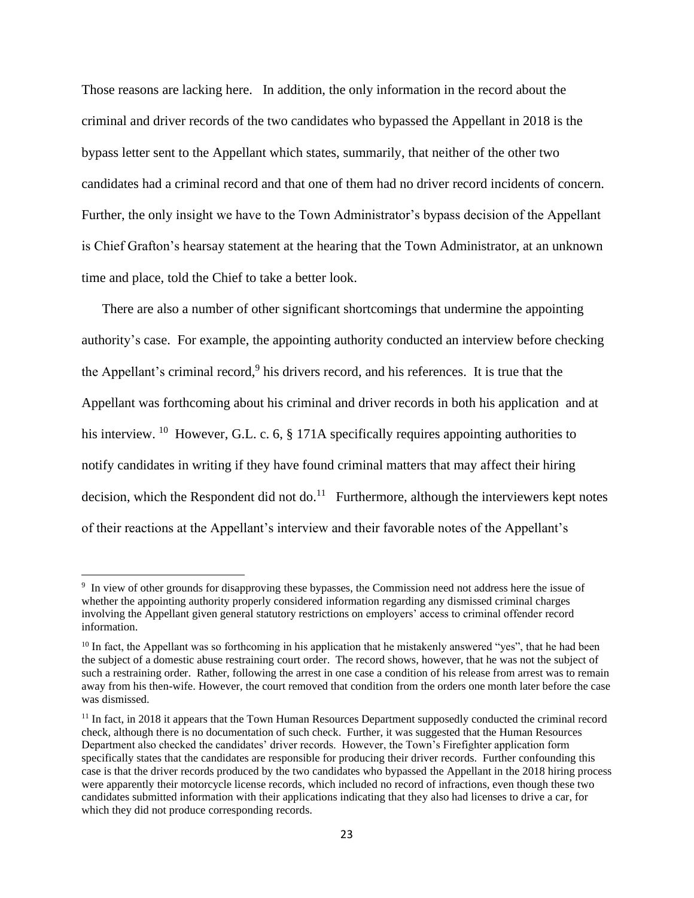Those reasons are lacking here. In addition, the only information in the record about the criminal and driver records of the two candidates who bypassed the Appellant in 2018 is the bypass letter sent to the Appellant which states, summarily, that neither of the other two candidates had a criminal record and that one of them had no driver record incidents of concern. Further, the only insight we have to the Town Administrator's bypass decision of the Appellant is Chief Grafton's hearsay statement at the hearing that the Town Administrator, at an unknown time and place, told the Chief to take a better look.

There are also a number of other significant shortcomings that undermine the appointing authority's case. For example, the appointing authority conducted an interview before checking the Appellant's criminal record,[9] his drivers record, and his references. It is true that the Appellant was forthcoming about his criminal and driver records in both his application and at his interview.[10] However, G.L. c. 6, § 171A specifically requires appointing authorities to notify candidates in writing if they have found criminal matters that may affect their hiring decision, which the Respondent did not do.[11] Furthermore, although the interviewers kept notes of their reactions at the Appellant's interview and their favorable notes of the Appellant's

[9] In view of other grounds for disapproving these bypasses, the Commission need not address here the issue of whether the appointing authority properly considered information regarding any dismissed criminal charges involving the Appellant given general statutory restrictions on employers' access to criminal offender record information.

[10] In fact, the Appellant was so forthcoming in his application that he mistakenly answered "yes", that he had been the subject of a domestic abuse restraining court order. The record shows, however, that he was not the subject of such a restraining order. Rather, following the arrest in one case a condition of his release from arrest was to remain away from his then-wife. However, the court removed that condition from the orders one month later before the case was dismissed.

[11] In fact, in 2018 it appears that the Town Human Resources Department supposedly conducted the criminal record check, although there is no documentation of such check. Further, it was suggested that the Human Resources Department also checked the candidates' driver records. However, the Town's Firefighter application form specifically states that the candidates are responsible for producing their driver records. Further confounding this case is that the driver records produced by the two candidates who bypassed the Appellant in the 2018 hiring process were apparently their motorcycle license records, which included no record of infractions, even though these two candidates submitted information with their applications indicating that they also had licenses to drive a car, for which they did not produce corresponding records.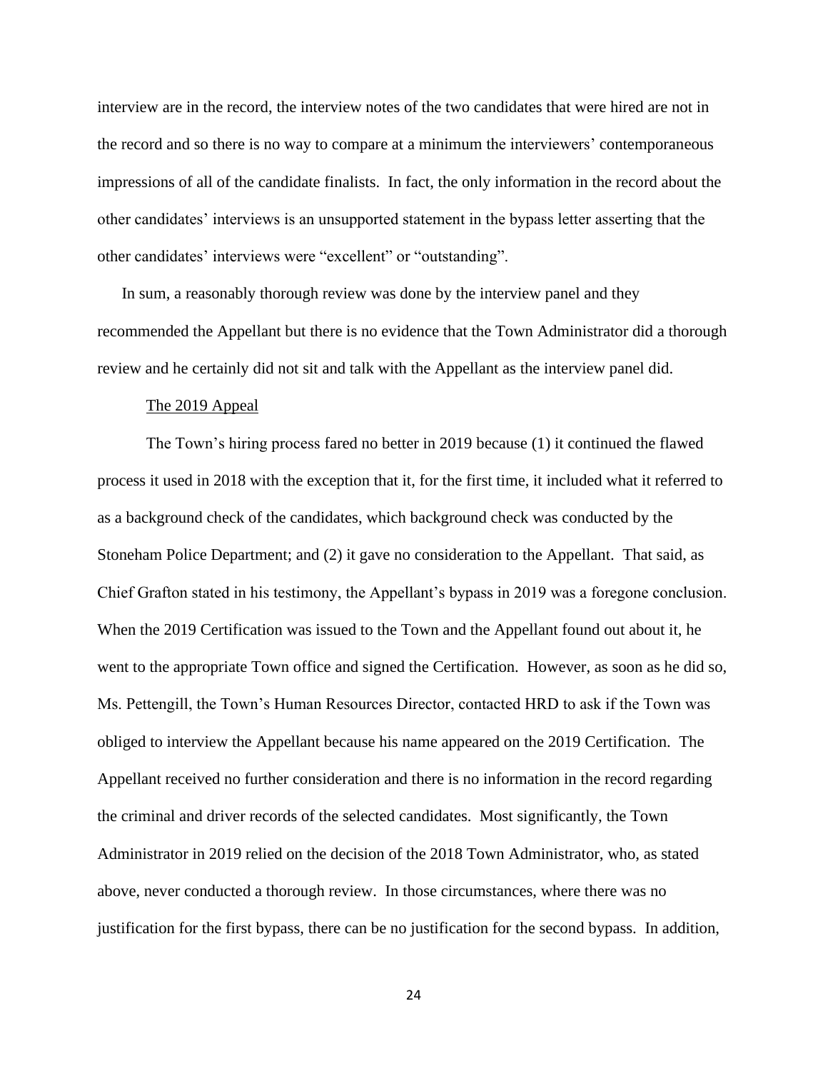interview are in the record, the interview notes of the two candidates that were hired are not in the record and so there is no way to compare at a minimum the interviewers' contemporaneous impressions of all of the candidate finalists. In fact, the only information in the record about the other candidates' interviews is an unsupported statement in the bypass letter asserting that the other candidates' interviews were "excellent" or "outstanding".

In sum, a reasonably thorough review was done by the interview panel and they recommended the Appellant but there is no evidence that the Town Administrator did a thorough review and he certainly did not sit and talk with the Appellant as the interview panel did.

<u>The 2019 Appeal</u>

The Town's hiring process fared no better in 2019 because (1) it continued the flawed process it used in 2018 with the exception that it, for the first time, it included what it referred to as a background check of the candidates, which background check was conducted by the Stoneham Police Department; and (2) it gave no consideration to the Appellant. That said, as Chief Grafton stated in his testimony, the Appellant's bypass in 2019 was a foregone conclusion. When the 2019 Certification was issued to the Town and the Appellant found out about it, he went to the appropriate Town office and signed the Certification. However, as soon as he did so, Ms. Pettengill, the Town's Human Resources Director, contacted HRD to ask if the Town was obliged to interview the Appellant because his name appeared on the 2019 Certification. The Appellant received no further consideration and there is no information in the record regarding the criminal and driver records of the selected candidates. Most significantly, the Town Administrator in 2019 relied on the decision of the 2018 Town Administrator, who, as stated above, never conducted a thorough review. In those circumstances, where there was no justification for the first bypass, there can be no justification for the second bypass. In addition,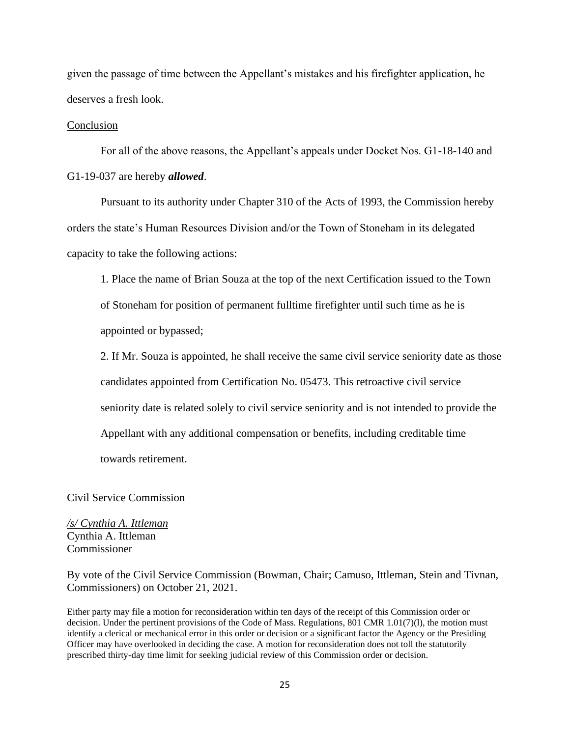given the passage of time between the Appellant's mistakes and his firefighter application, he deserves a fresh look.

Conclusion

For all of the above reasons, the Appellant's appeals under Docket Nos. G1-18-140 and G1-19-037 are hereby ***allowed***.

Pursuant to its authority under Chapter 310 of the Acts of 1993, the Commission hereby orders the state's Human Resources Division and/or the Town of Stoneham in its delegated capacity to take the following actions:

1. Place the name of Brian Souza at the top of the next Certification issued to the Town of Stoneham for position of permanent fulltime firefighter until such time as he is appointed or bypassed;

2. If Mr. Souza is appointed, he shall receive the same civil service seniority date as those candidates appointed from Certification No. 05473. This retroactive civil service seniority date is related solely to civil service seniority and is not intended to provide the Appellant with any additional compensation or benefits, including creditable time towards retirement.

Civil Service Commission

*/s/ Cynthia A. Ittleman*
Cynthia A. Ittleman
Commissioner

By vote of the Civil Service Commission (Bowman, Chair; Camuso, Ittleman, Stein and Tivnan, Commissioners) on October 21, 2021.

Either party may file a motion for reconsideration within ten days of the receipt of this Commission order or decision. Under the pertinent provisions of the Code of Mass. Regulations, 801 CMR 1.01(7)(l), the motion must identify a clerical or mechanical error in this order or decision or a significant factor the Agency or the Presiding Officer may have overlooked in deciding the case. A motion for reconsideration does not toll the statutorily prescribed thirty-day time limit for seeking judicial review of this Commission order or decision.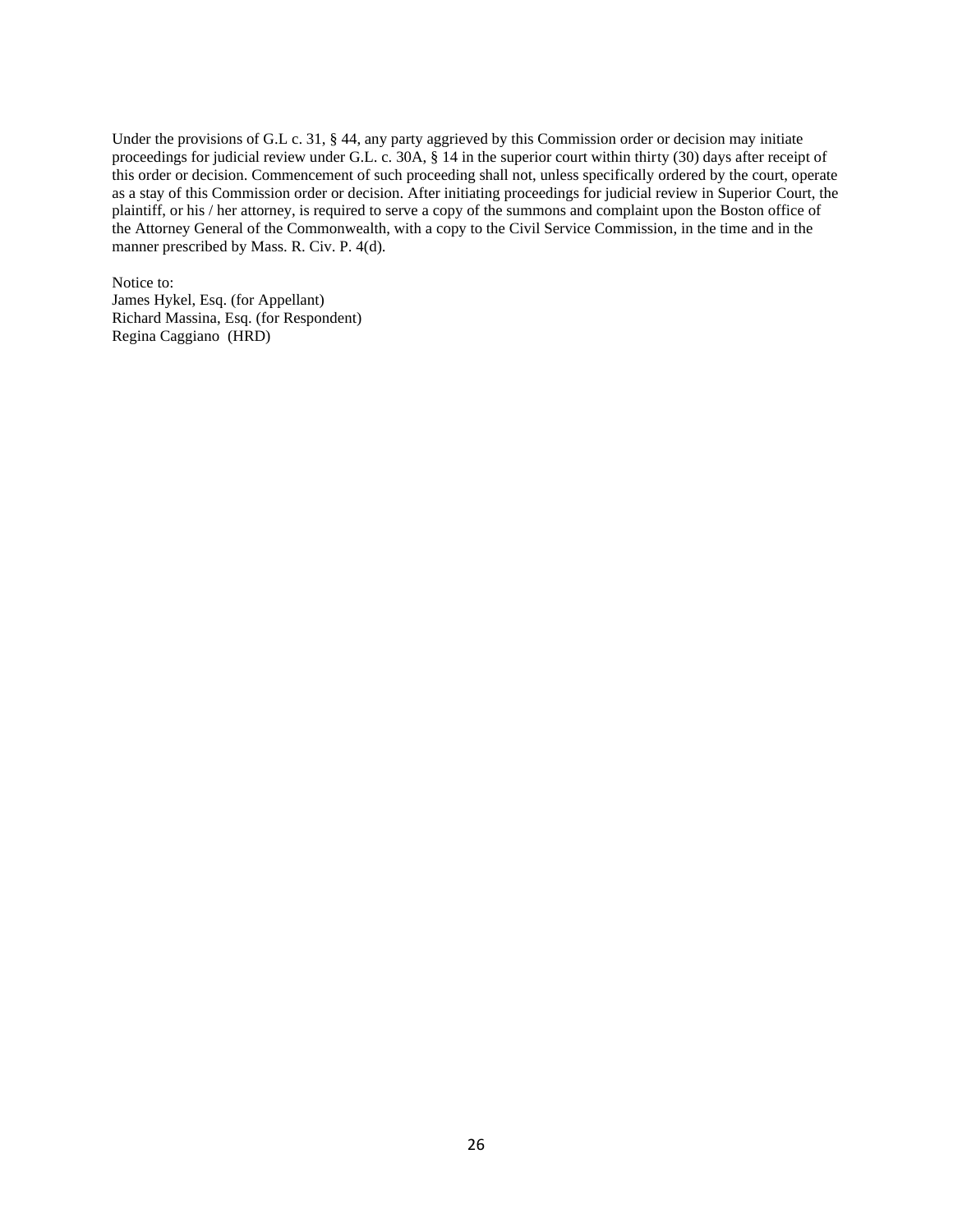Under the provisions of G.L c. 31, § 44, any party aggrieved by this Commission order or decision may initiate proceedings for judicial review under G.L. c. 30A, § 14 in the superior court within thirty (30) days after receipt of this order or decision. Commencement of such proceeding shall not, unless specifically ordered by the court, operate as a stay of this Commission order or decision. After initiating proceedings for judicial review in Superior Court, the plaintiff, or his / her attorney, is required to serve a copy of the summons and complaint upon the Boston office of the Attorney General of the Commonwealth, with a copy to the Civil Service Commission, in the time and in the manner prescribed by Mass. R. Civ. P. 4(d).

Notice to:
James Hykel, Esq. (for Appellant)
Richard Massina, Esq. (for Respondent)
Regina Caggiano (HRD)